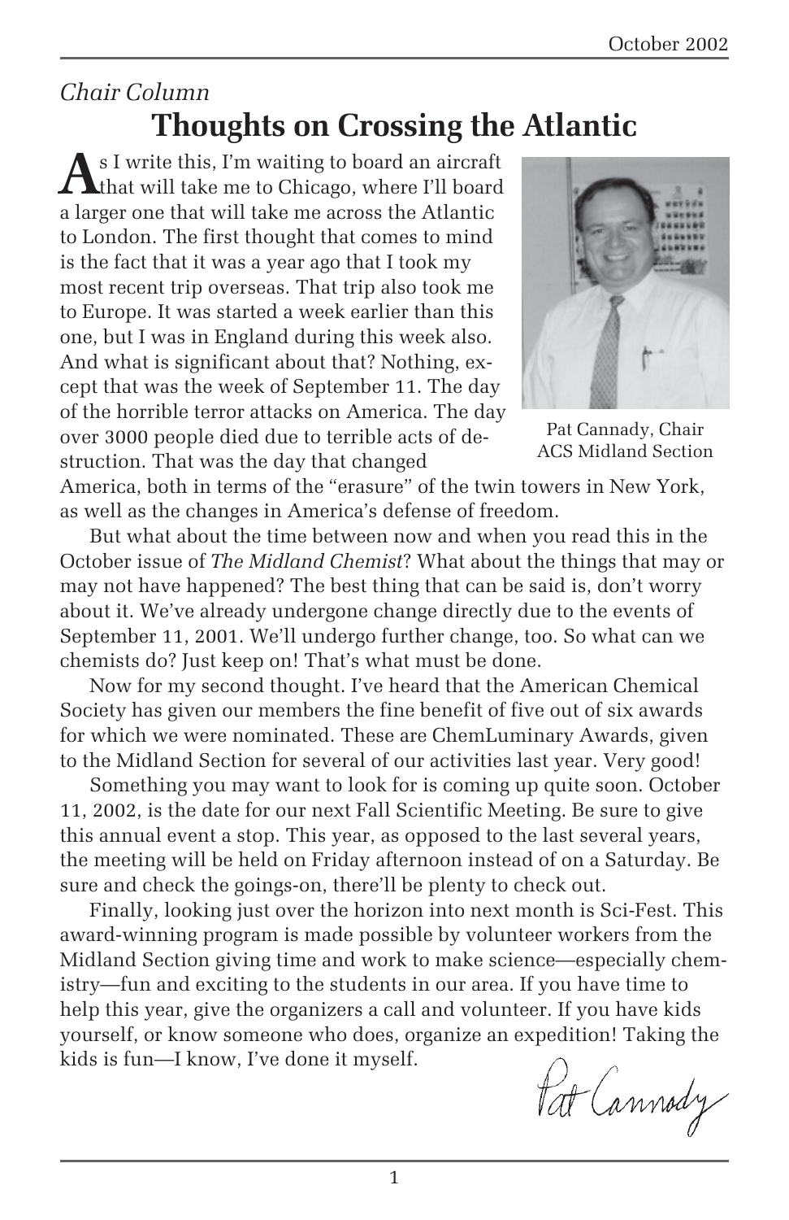*Chair Column*

# Thoughts on Crossing the Atlantic

As I write this, I'm waiting to board an aircraft that will take me to Chicago, where I'll board a larger one that will take me across the Atlantic to London. The first thought that comes to mind is the fact that it was a year ago that I took my most recent trip overseas. That trip also took me to Europe. It was started a week earlier than this one, but I was in England during this week also. And what is significant about that? Nothing, except that was the week of September 11. The day of the horrible terror attacks on America. The day over 3000 people died due to terrible acts of destruction. That was the day that changed America, both in terms of the "erasure" of the twin towers in New York, as well as the changes in America's defense of freedom.

Pat Cannady, Chair
ACS Midland Section

But what about the time between now and when you read this in the October issue of *The Midland Chemist*? What about the things that may or may not have happened? The best thing that can be said is, don't worry about it. We've already undergone change directly due to the events of September 11, 2001. We'll undergo further change, too. So what can we chemists do? Just keep on! That's what must be done.

Now for my second thought. I've heard that the American Chemical Society has given our members the fine benefit of five out of six awards for which we were nominated. These are ChemLuminary Awards, given to the Midland Section for several of our activities last year. Very good!

Something you may want to look for is coming up quite soon. October 11, 2002, is the date for our next Fall Scientific Meeting. Be sure to give this annual event a stop. This year, as opposed to the last several years, the meeting will be held on Friday afternoon instead of on a Saturday. Be sure and check the goings-on, there'll be plenty to check out.

Finally, looking just over the horizon into next month is Sci-Fest. This award-winning program is made possible by volunteer workers from the Midland Section giving time and work to make science—especially chemistry—fun and exciting to the students in our area. If you have time to help this year, give the organizers a call and volunteer. If you have kids yourself, or know someone who does, organize an expedition! Taking the kids is fun—I know, I've done it myself.

Pat Cannady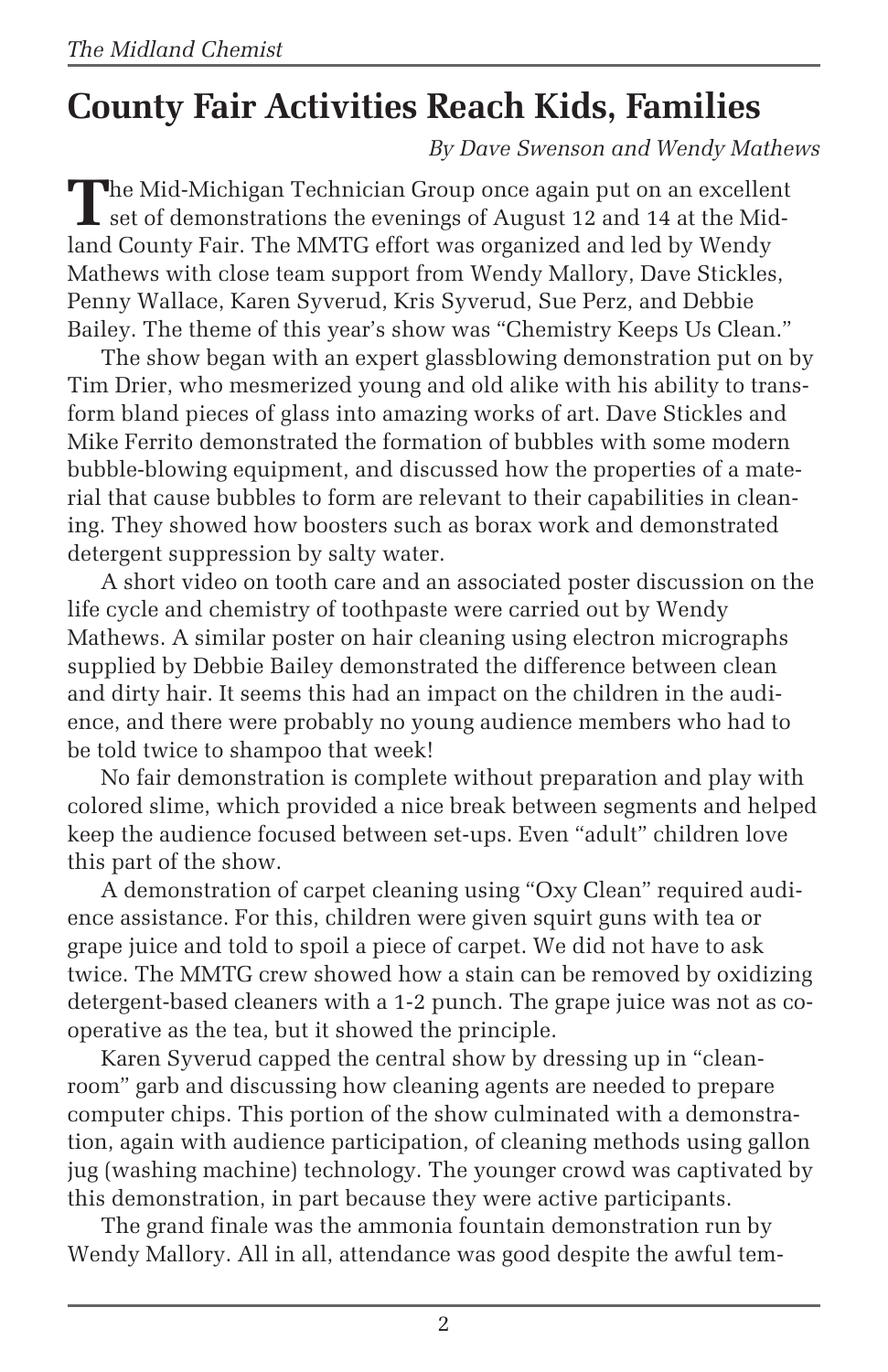# County Fair Activities Reach Kids, Families

*By Dave Swenson and Wendy Mathews*

The Mid-Michigan Technician Group once again put on an excellent set of demonstrations the evenings of August 12 and 14 at the Midland County Fair. The MMTG effort was organized and led by Wendy Mathews with close team support from Wendy Mallory, Dave Stickles, Penny Wallace, Karen Syverud, Kris Syverud, Sue Perz, and Debbie Bailey. The theme of this year's show was "Chemistry Keeps Us Clean."

The show began with an expert glassblowing demonstration put on by Tim Drier, who mesmerized young and old alike with his ability to transform bland pieces of glass into amazing works of art. Dave Stickles and Mike Ferrito demonstrated the formation of bubbles with some modern bubble-blowing equipment, and discussed how the properties of a material that cause bubbles to form are relevant to their capabilities in cleaning. They showed how boosters such as borax work and demonstrated detergent suppression by salty water.

A short video on tooth care and an associated poster discussion on the life cycle and chemistry of toothpaste were carried out by Wendy Mathews. A similar poster on hair cleaning using electron micrographs supplied by Debbie Bailey demonstrated the difference between clean and dirty hair. It seems this had an impact on the children in the audience, and there were probably no young audience members who had to be told twice to shampoo that week!

No fair demonstration is complete without preparation and play with colored slime, which provided a nice break between segments and helped keep the audience focused between set-ups. Even "adult" children love this part of the show.

A demonstration of carpet cleaning using "Oxy Clean" required audience assistance. For this, children were given squirt guns with tea or grape juice and told to spoil a piece of carpet. We did not have to ask twice. The MMTG crew showed how a stain can be removed by oxidizing detergent-based cleaners with a 1-2 punch. The grape juice was not as cooperative as the tea, but it showed the principle.

Karen Syverud capped the central show by dressing up in "clean-room" garb and discussing how cleaning agents are needed to prepare computer chips. This portion of the show culminated with a demonstration, again with audience participation, of cleaning methods using gallon jug (washing machine) technology. The younger crowd was captivated by this demonstration, in part because they were active participants.

The grand finale was the ammonia fountain demonstration run by Wendy Mallory. All in all, attendance was good despite the awful tem-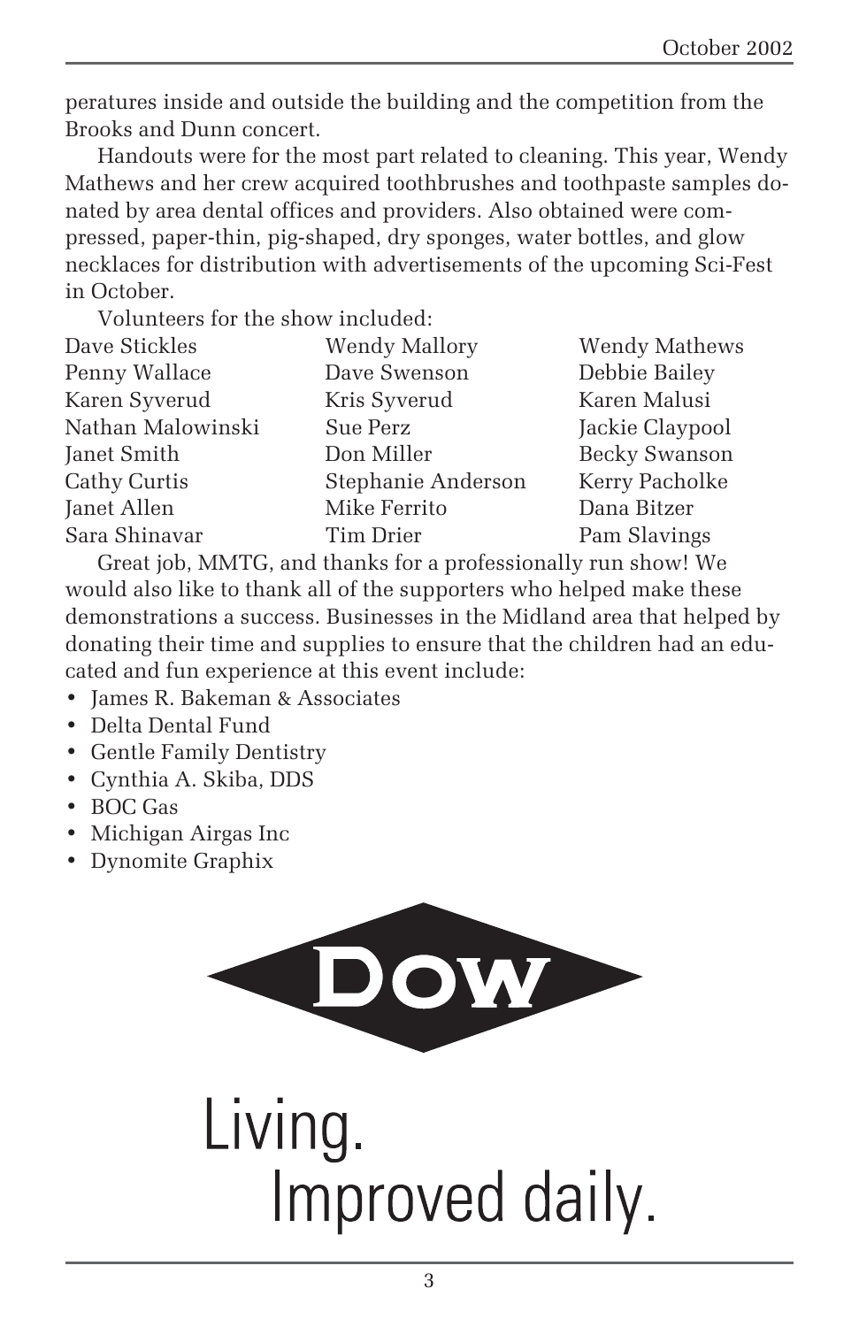peratures inside and outside the building and the competition from the Brooks and Dunn concert.

Handouts were for the most part related to cleaning. This year, Wendy Mathews and her crew acquired toothbrushes and toothpaste samples donated by area dental offices and providers. Also obtained were compressed, paper-thin, pig-shaped, dry sponges, water bottles, and glow necklaces for distribution with advertisements of the upcoming Sci-Fest in October.

Volunteers for the show included:

| | | |
|---|---|---|
| Dave Stickles | Wendy Mallory | Wendy Mathews |
| Penny Wallace | Dave Swenson | Debbie Bailey |
| Karen Syverud | Kris Syverud | Karen Malusi |
| Nathan Malowinski | Sue Perz | Jackie Claypool |
| Janet Smith | Don Miller | Becky Swanson |
| Cathy Curtis | Stephanie Anderson | Kerry Pacholke |
| Janet Allen | Mike Ferrito | Dana Bitzer |
| Sara Shinavar | Tim Drier | Pam Slavings |

Great job, MMTG, and thanks for a professionally run show! We would also like to thank all of the supporters who helped make these demonstrations a success. Businesses in the Midland area that helped by donating their time and supplies to ensure that the children had an educated and fun experience at this event include:

- James R. Bakeman & Associates
- Delta Dental Fund
- Gentle Family Dentistry
- Cynthia A. Skiba, DDS
- BOC Gas
- Michigan Airgas Inc
- Dynomite Graphix

DOW

Living.
Improved daily.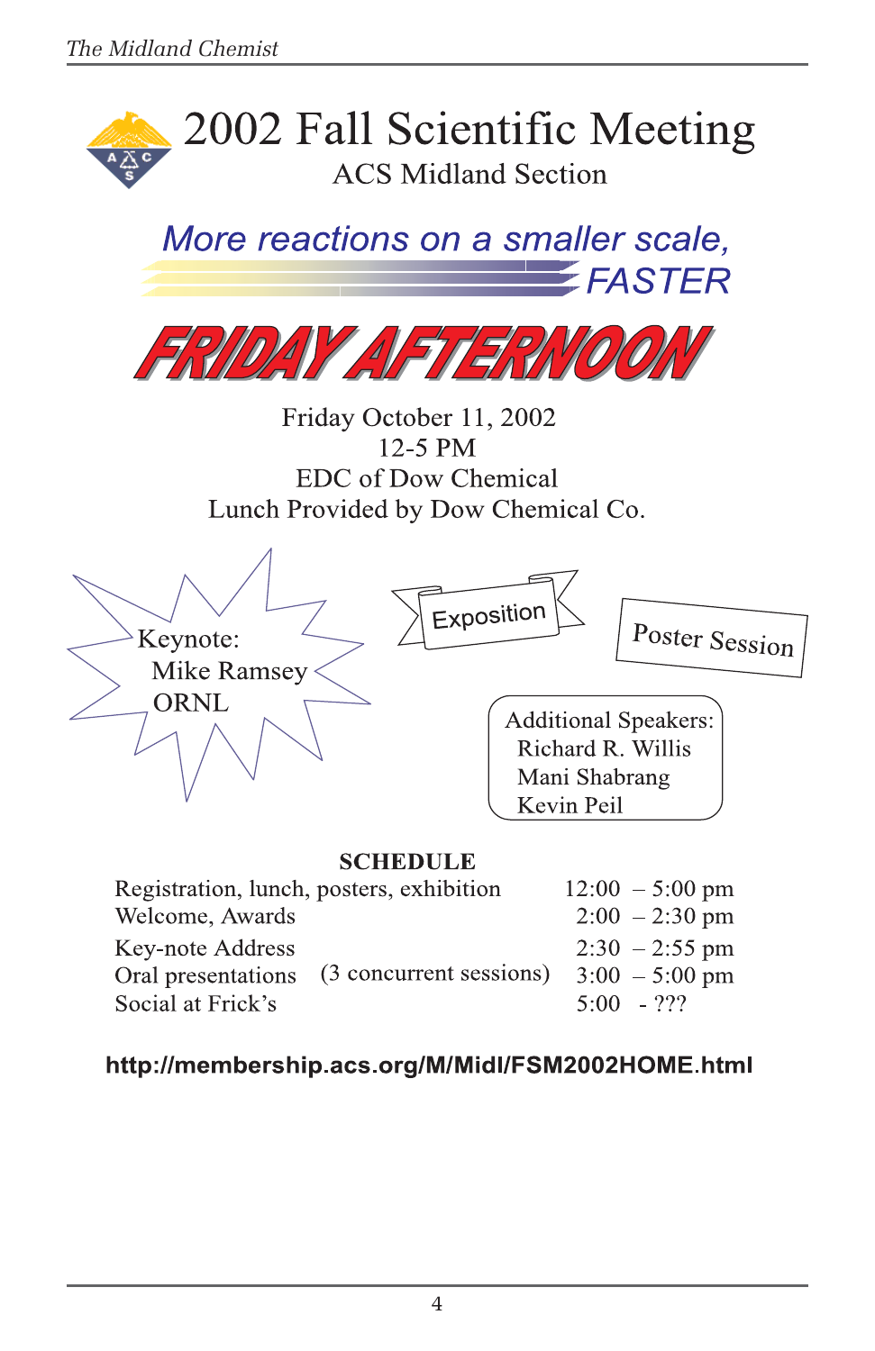# 2002 Fall Scientific Meeting

## ACS Midland Section

*More reactions on a smaller scale, FASTER*

# FRIDAY AFTERNOON

Friday October 11, 2002
12-5 PM
EDC of Dow Chemical
Lunch Provided by Dow Chemical Co.

Keynote:
Mike Ramsey
ORNL

Exposition

Poster Session

Additional Speakers:
Richard R. Willis
Mani Shabrang
Kevin Peil

**SCHEDULE**

| | | |
|---|---|---|
| Registration, lunch, posters, exhibition | | 12:00 – 5:00 pm |
| Welcome, Awards | | 2:00 – 2:30 pm |
| Key-note Address | | 2:30 – 2:55 pm |
| Oral presentations | (3 concurrent sessions) | 3:00 – 5:00 pm |
| Social at Frick's | | 5:00 - ??? |

**http://membership.acs.org/M/Midl/FSM2002HOME.html**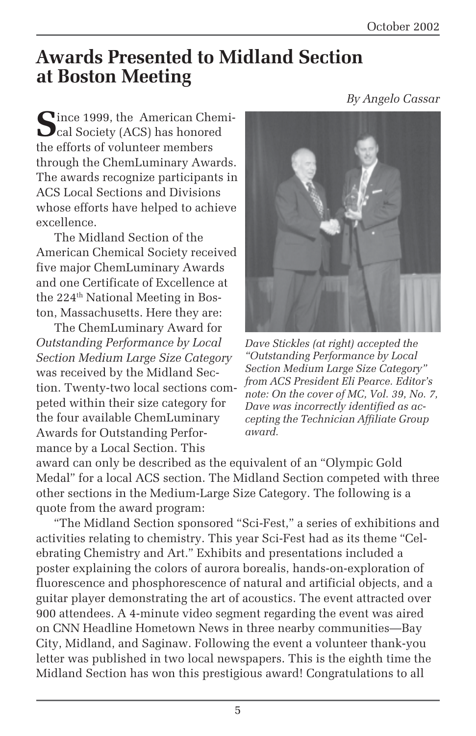# Awards Presented to Midland Section at Boston Meeting

*By Angelo Cassar*

Since 1999, the American Chemical Society (ACS) has honored the efforts of volunteer members through the ChemLuminary Awards. The awards recognize participants in ACS Local Sections and Divisions whose efforts have helped to achieve excellence.

The Midland Section of the American Chemical Society received five major ChemLuminary Awards and one Certificate of Excellence at the 224th National Meeting in Boston, Massachusetts. Here they are:

The ChemLuminary Award for *Outstanding Performance by Local Section Medium Large Size Category* was received by the Midland Section. Twenty-two local sections competed within their size category for the four available ChemLuminary Awards for Outstanding Performance by a Local Section. This award can only be described as the equivalent of an "Olympic Gold Medal" for a local ACS section. The Midland Section competed with three other sections in the Medium-Large Size Category. The following is a quote from the award program:

*Dave Stickles (at right) accepted the "Outstanding Performance by Local Section Medium Large Size Category" from ACS President Eli Pearce. Editor's note: On the cover of MC, Vol. 39, No. 7, Dave was incorrectly identified as accepting the Technician Affiliate Group award.*

"The Midland Section sponsored "Sci-Fest," a series of exhibitions and activities relating to chemistry. This year Sci-Fest had as its theme "Celebrating Chemistry and Art." Exhibits and presentations included a poster explaining the colors of aurora borealis, hands-on-exploration of fluorescence and phosphorescence of natural and artificial objects, and a guitar player demonstrating the art of acoustics. The event attracted over 900 attendees. A 4-minute video segment regarding the event was aired on CNN Headline Hometown News in three nearby communities—Bay City, Midland, and Saginaw. Following the event a volunteer thank-you letter was published in two local newspapers. This is the eighth time the Midland Section has won this prestigious award! Congratulations to all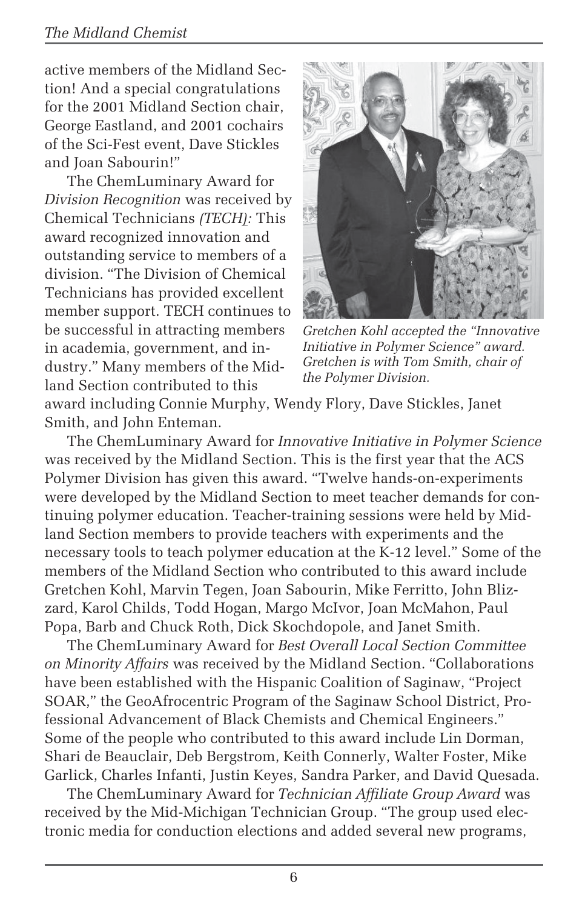active members of the Midland Section! And a special congratulations for the 2001 Midland Section chair, George Eastland, and 2001 cochairs of the Sci-Fest event, Dave Stickles and Joan Sabourin!"

The ChemLuminary Award for *Division Recognition* was received by Chemical Technicians *(TECH):* This award recognized innovation and outstanding service to members of a division. "The Division of Chemical Technicians has provided excellent member support. TECH continues to be successful in attracting members in academia, government, and industry." Many members of the Midland Section contributed to this award including Connie Murphy, Wendy Flory, Dave Stickles, Janet Smith, and John Enteman.

*Gretchen Kohl accepted the "Innovative Initiative in Polymer Science" award. Gretchen is with Tom Smith, chair of the Polymer Division.*

The ChemLuminary Award for *Innovative Initiative in Polymer Science* was received by the Midland Section. This is the first year that the ACS Polymer Division has given this award. "Twelve hands-on-experiments were developed by the Midland Section to meet teacher demands for continuing polymer education. Teacher-training sessions were held by Midland Section members to provide teachers with experiments and the necessary tools to teach polymer education at the K-12 level." Some of the members of the Midland Section who contributed to this award include Gretchen Kohl, Marvin Tegen, Joan Sabourin, Mike Ferritto, John Blizzard, Karol Childs, Todd Hogan, Margo McIvor, Joan McMahon, Paul Popa, Barb and Chuck Roth, Dick Skochdopole, and Janet Smith.

The ChemLuminary Award for *Best Overall Local Section Committee on Minority Affairs* was received by the Midland Section. "Collaborations have been established with the Hispanic Coalition of Saginaw, "Project SOAR," the GeoAfrocentric Program of the Saginaw School District, Professional Advancement of Black Chemists and Chemical Engineers." Some of the people who contributed to this award include Lin Dorman, Shari de Beauclair, Deb Bergstrom, Keith Connerly, Walter Foster, Mike Garlick, Charles Infanti, Justin Keyes, Sandra Parker, and David Quesada.

The ChemLuminary Award for *Technician Affiliate Group Award* was received by the Mid-Michigan Technician Group. "The group used electronic media for conduction elections and added several new programs,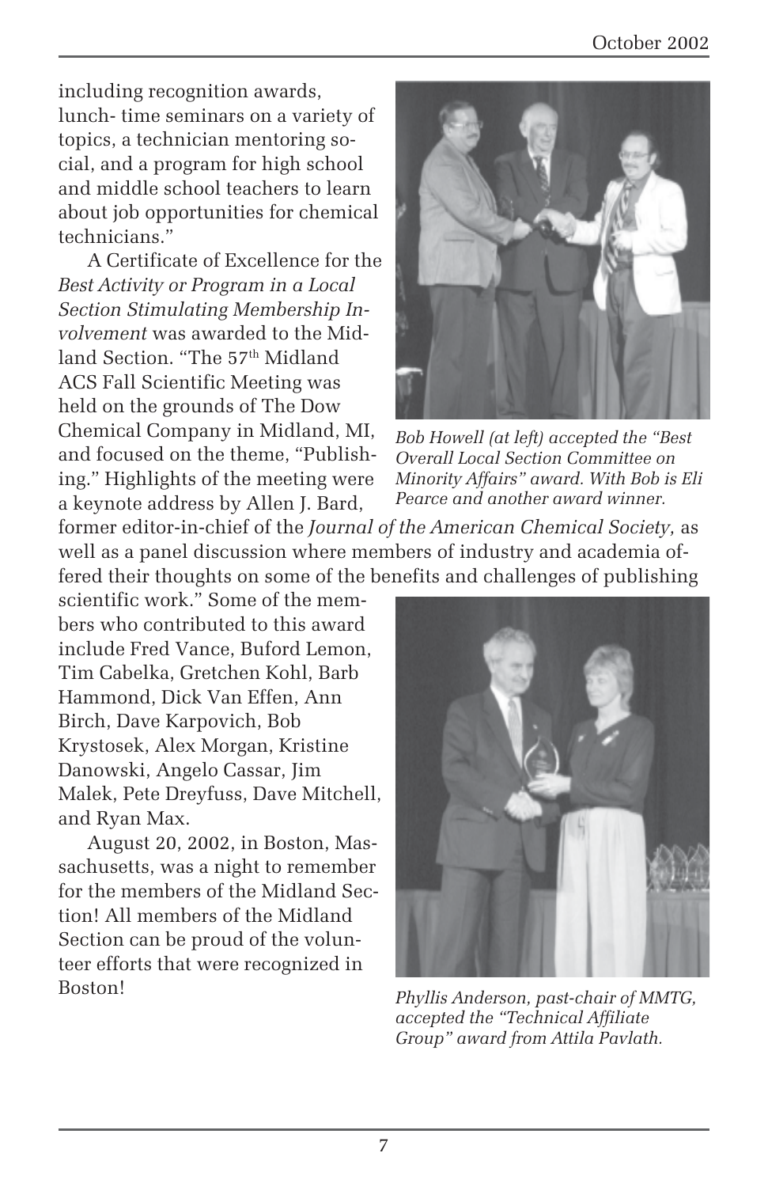including recognition awards, lunch- time seminars on a variety of topics, a technician mentoring social, and a program for high school and middle school teachers to learn about job opportunities for chemical technicians."

A Certificate of Excellence for the *Best Activity or Program in a Local Section Stimulating Membership Involvement* was awarded to the Midland Section. "The 57th Midland ACS Fall Scientific Meeting was held on the grounds of The Dow Chemical Company in Midland, MI, and focused on the theme, "Publishing." Highlights of the meeting were a keynote address by Allen J. Bard, former editor-in-chief of the *Journal of the American Chemical Society,* as well as a panel discussion where members of industry and academia offered their thoughts on some of the benefits and challenges of publishing scientific work." Some of the members who contributed to this award include Fred Vance, Buford Lemon, Tim Cabelka, Gretchen Kohl, Barb Hammond, Dick Van Effen, Ann Birch, Dave Karpovich, Bob Krystosek, Alex Morgan, Kristine Danowski, Angelo Cassar, Jim Malek, Pete Dreyfuss, Dave Mitchell, and Ryan Max.

August 20, 2002, in Boston, Massachusetts, was a night to remember for the members of the Midland Section! All members of the Midland Section can be proud of the volunteer efforts that were recognized in Boston!

*Bob Howell (at left) accepted the "Best Overall Local Section Committee on Minority Affairs" award. With Bob is Eli Pearce and another award winner.*

*Phyllis Anderson, past-chair of MMTG, accepted the "Technical Affiliate Group" award from Attila Pavlath.*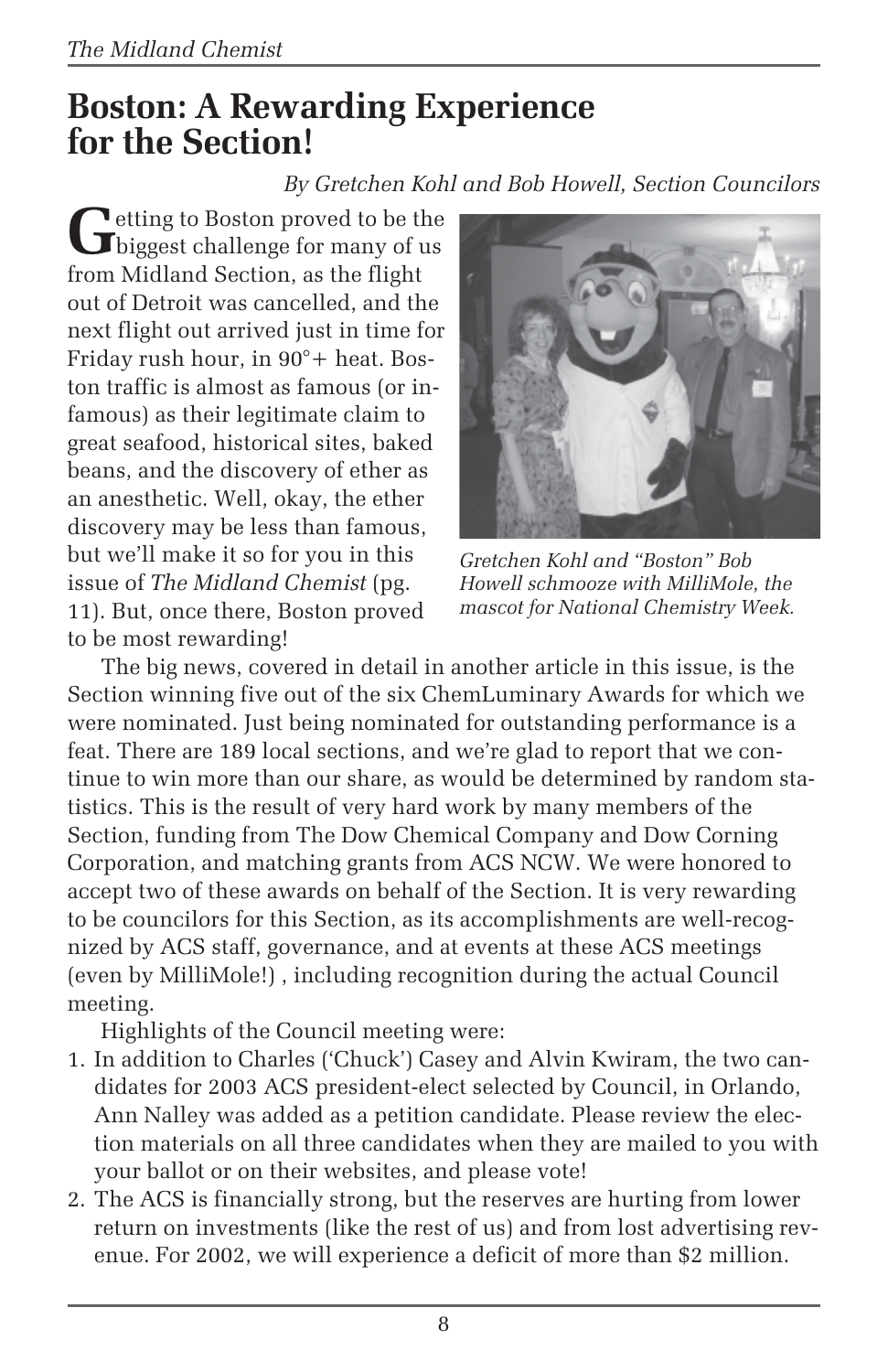# Boston: A Rewarding Experience for the Section!

*By Gretchen Kohl and Bob Howell, Section Councilors*

Getting to Boston proved to be the biggest challenge for many of us from Midland Section, as the flight out of Detroit was cancelled, and the next flight out arrived just in time for Friday rush hour, in 90°+ heat. Boston traffic is almost as famous (or infamous) as their legitimate claim to great seafood, historical sites, baked beans, and the discovery of ether as an anesthetic. Well, okay, the ether discovery may be less than famous, but we'll make it so for you in this issue of *The Midland Chemist* (pg. 11). But, once there, Boston proved to be most rewarding!

*Gretchen Kohl and "Boston" Bob Howell schmooze with MilliMole, the mascot for National Chemistry Week.*

The big news, covered in detail in another article in this issue, is the Section winning five out of the six ChemLuminary Awards for which we were nominated. Just being nominated for outstanding performance is a feat. There are 189 local sections, and we're glad to report that we continue to win more than our share, as would be determined by random statistics. This is the result of very hard work by many members of the Section, funding from The Dow Chemical Company and Dow Corning Corporation, and matching grants from ACS NCW. We were honored to accept two of these awards on behalf of the Section. It is very rewarding to be councilors for this Section, as its accomplishments are well-recognized by ACS staff, governance, and at events at these ACS meetings (even by MilliMole!) , including recognition during the actual Council meeting.

Highlights of the Council meeting were:

1. In addition to Charles ('Chuck') Casey and Alvin Kwiram, the two candidates for 2003 ACS president-elect selected by Council, in Orlando, Ann Nalley was added as a petition candidate. Please review the election materials on all three candidates when they are mailed to you with your ballot or on their websites, and please vote!
2. The ACS is financially strong, but the reserves are hurting from lower return on investments (like the rest of us) and from lost advertising revenue. For 2002, we will experience a deficit of more than $2 million.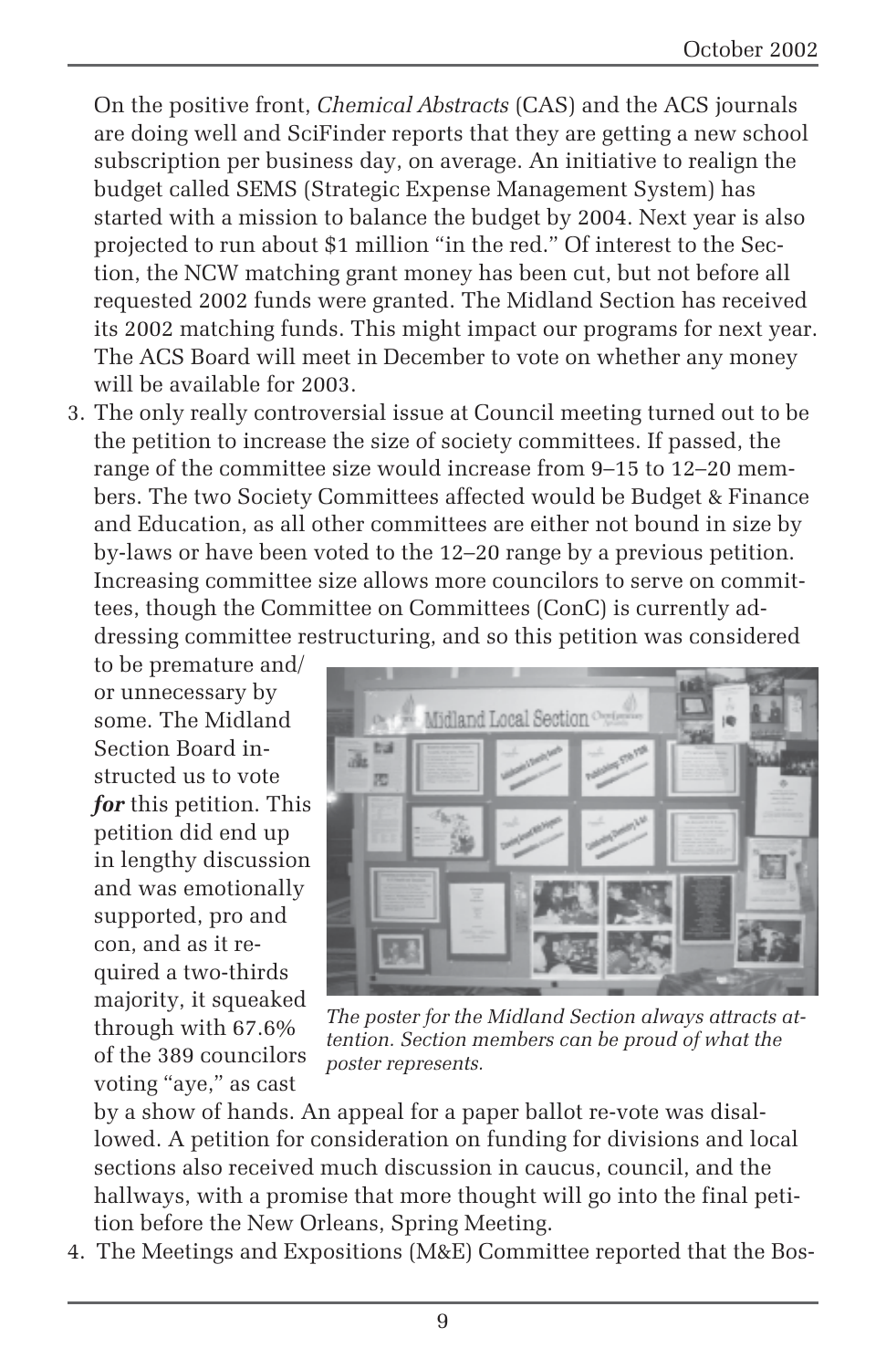On the positive front, *Chemical Abstracts* (CAS) and the ACS journals are doing well and SciFinder reports that they are getting a new school subscription per business day, on average. An initiative to realign the budget called SEMS (Strategic Expense Management System) has started with a mission to balance the budget by 2004. Next year is also projected to run about $1 million "in the red." Of interest to the Section, the NCW matching grant money has been cut, but not before all requested 2002 funds were granted. The Midland Section has received its 2002 matching funds. This might impact our programs for next year. The ACS Board will meet in December to vote on whether any money will be available for 2003.

3. The only really controversial issue at Council meeting turned out to be the petition to increase the size of society committees. If passed, the range of the committee size would increase from 9–15 to 12–20 members. The two Society Committees affected would be Budget & Finance and Education, as all other committees are either not bound in size by by-laws or have been voted to the 12–20 range by a previous petition. Increasing committee size allows more councilors to serve on committees, though the Committee on Committees (ConC) is currently addressing committee restructuring, and so this petition was considered to be premature and/or unnecessary by some. The Midland Section Board instructed us to vote ***for*** this petition. This petition did end up in lengthy discussion and was emotionally supported, pro and con, and as it required a two-thirds majority, it squeaked through with 67.6% of the 389 councilors voting "aye," as cast by a show of hands. An appeal for a paper ballot re-vote was disallowed. A petition for consideration on funding for divisions and local sections also received much discussion in caucus, council, and the hallways, with a promise that more thought will go into the final petition before the New Orleans, Spring Meeting.

*The poster for the Midland Section always attracts attention. Section members can be proud of what the poster represents.*

4. The Meetings and Expositions (M&E) Committee reported that the Bos-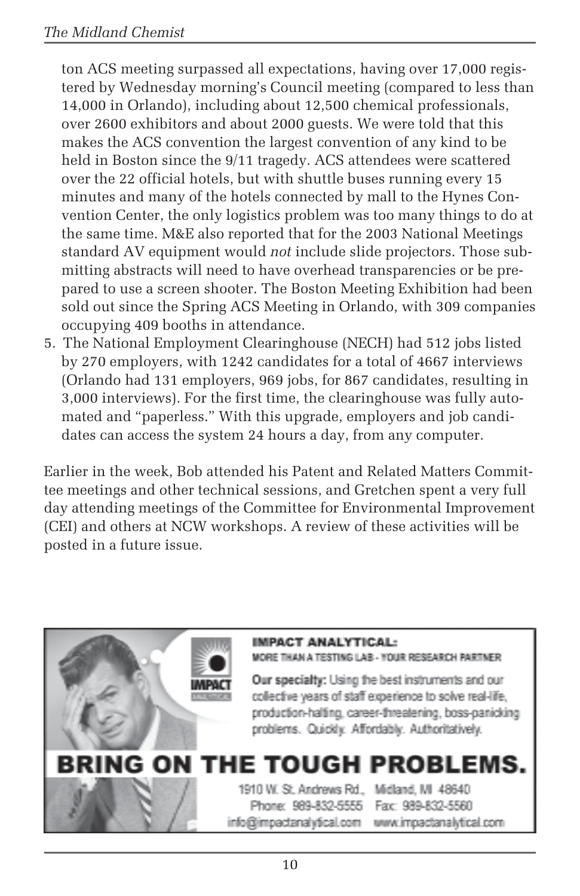ton ACS meeting surpassed all expectations, having over 17,000 registered by Wednesday morning's Council meeting (compared to less than 14,000 in Orlando), including about 12,500 chemical professionals, over 2600 exhibitors and about 2000 guests. We were told that this makes the ACS convention the largest convention of any kind to be held in Boston since the 9/11 tragedy. ACS attendees were scattered over the 22 official hotels, but with shuttle buses running every 15 minutes and many of the hotels connected by mall to the Hynes Convention Center, the only logistics problem was too many things to do at the same time. M&E also reported that for the 2003 National Meetings standard AV equipment would *not* include slide projectors. Those submitting abstracts will need to have overhead transparencies or be prepared to use a screen shooter. The Boston Meeting Exhibition had been sold out since the Spring ACS Meeting in Orlando, with 309 companies occupying 409 booths in attendance.

5. The National Employment Clearinghouse (NECH) had 512 jobs listed by 270 employers, with 1242 candidates for a total of 4667 interviews (Orlando had 131 employers, 969 jobs, for 867 candidates, resulting in 3,000 interviews). For the first time, the clearinghouse was fully automated and "paperless." With this upgrade, employers and job candidates can access the system 24 hours a day, from any computer.

Earlier in the week, Bob attended his Patent and Related Matters Committee meetings and other technical sessions, and Gretchen spent a very full day attending meetings of the Committee for Environmental Improvement (CEI) and others at NCW workshops. A review of these activities will be posted in a future issue.

**IMPACT ANALYTICAL:**
MORE THAN A TESTING LAB - YOUR RESEARCH PARTNER

**Our specialty:** Using the best instruments and our collective years of staff experience to solve real-life, production-halting, career-threatening, boss-panicking problems. Quickly. Affordably. Authoritatively.

**BRING ON THE TOUGH PROBLEMS.**

1910 W. St. Andrews Rd., Midland, MI 48640
Phone: 989-832-5555 Fax: 989-832-5560
info@impactanalytical.com www.impactanalytical.com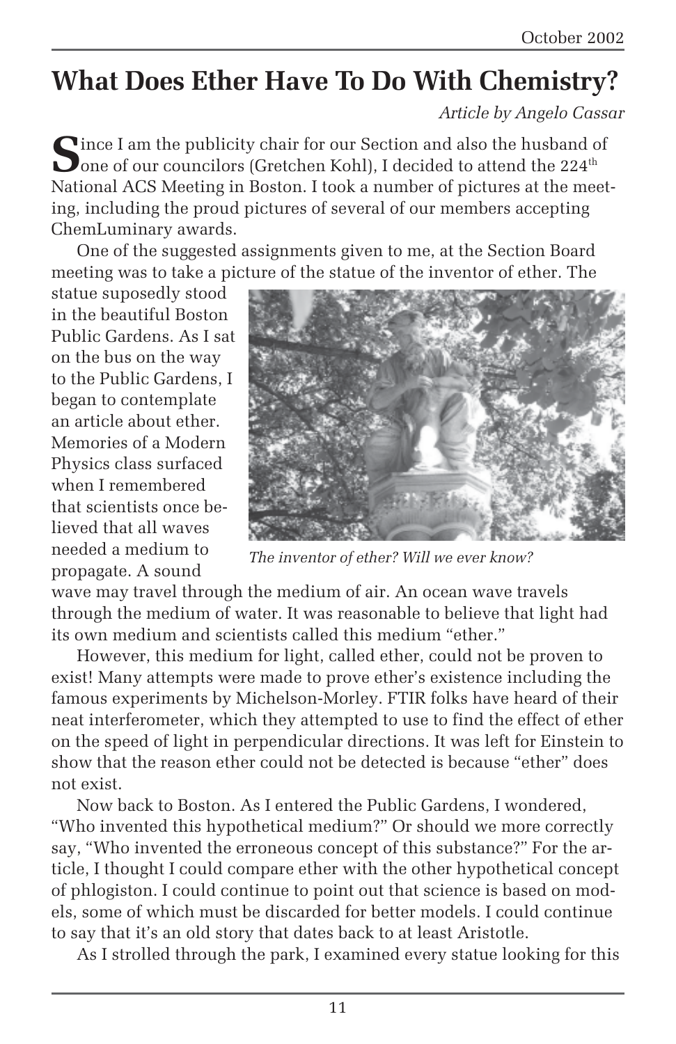# What Does Ether Have To Do With Chemistry?

*Article by Angelo Cassar*

Since I am the publicity chair for our Section and also the husband of one of our councilors (Gretchen Kohl), I decided to attend the 224th National ACS Meeting in Boston. I took a number of pictures at the meeting, including the proud pictures of several of our members accepting ChemLuminary awards.

One of the suggested assignments given to me, at the Section Board meeting was to take a picture of the statue of the inventor of ether. The statue suposedly stood in the beautiful Boston Public Gardens. As I sat on the bus on the way to the Public Gardens, I began to contemplate an article about ether. Memories of a Modern Physics class surfaced when I remembered that scientists once believed that all waves needed a medium to propagate. A sound wave may travel through the medium of air. An ocean wave travels through the medium of water. It was reasonable to believe that light had its own medium and scientists called this medium "ether."

*The inventor of ether? Will we ever know?*

However, this medium for light, called ether, could not be proven to exist! Many attempts were made to prove ether's existence including the famous experiments by Michelson-Morley. FTIR folks have heard of their neat interferometer, which they attempted to use to find the effect of ether on the speed of light in perpendicular directions. It was left for Einstein to show that the reason ether could not be detected is because "ether" does not exist.

Now back to Boston. As I entered the Public Gardens, I wondered, "Who invented this hypothetical medium?" Or should we more correctly say, "Who invented the erroneous concept of this substance?" For the article, I thought I could compare ether with the other hypothetical concept of phlogiston. I could continue to point out that science is based on models, some of which must be discarded for better models. I could continue to say that it's an old story that dates back to at least Aristotle.

As I strolled through the park, I examined every statue looking for this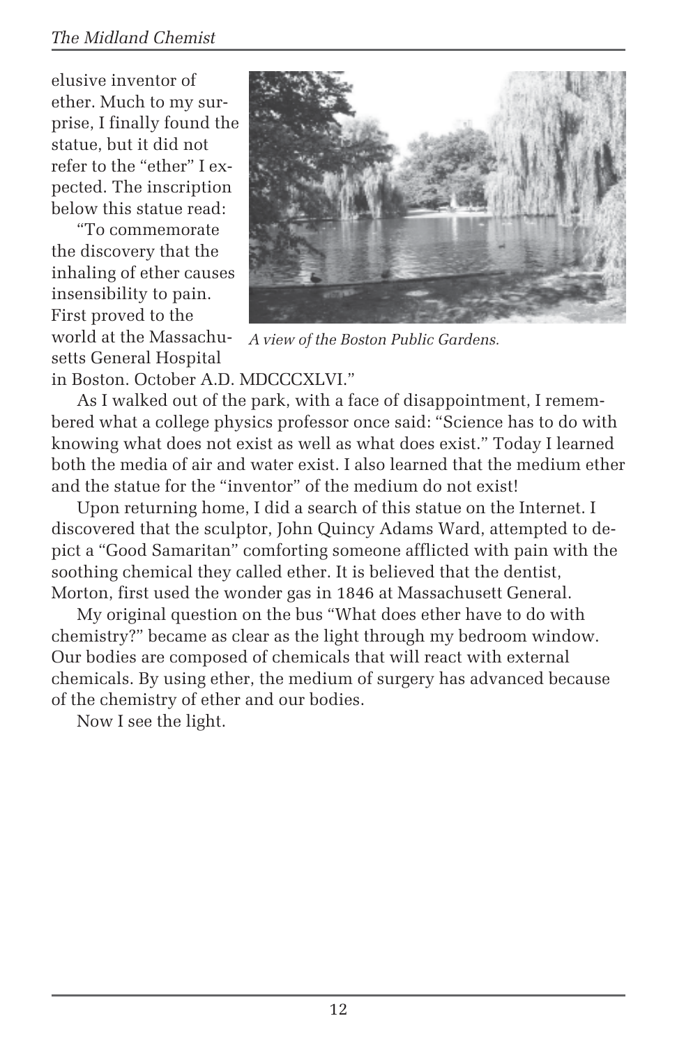elusive inventor of ether. Much to my surprise, I finally found the statue, but it did not refer to the "ether" I expected. The inscription below this statue read:

"To commemorate the discovery that the inhaling of ether causes insensibility to pain. First proved to the world at the Massachusetts General Hospital in Boston. October A.D. MDCCCXLVI."

*A view of the Boston Public Gardens.*

As I walked out of the park, with a face of disappointment, I remembered what a college physics professor once said: "Science has to do with knowing what does not exist as well as what does exist." Today I learned both the media of air and water exist. I also learned that the medium ether and the statue for the "inventor" of the medium do not exist!

Upon returning home, I did a search of this statue on the Internet. I discovered that the sculptor, John Quincy Adams Ward, attempted to depict a "Good Samaritan" comforting someone afflicted with pain with the soothing chemical they called ether. It is believed that the dentist, Morton, first used the wonder gas in 1846 at Massachusett General.

My original question on the bus "What does ether have to do with chemistry?" became as clear as the light through my bedroom window. Our bodies are composed of chemicals that will react with external chemicals. By using ether, the medium of surgery has advanced because of the chemistry of ether and our bodies.

Now I see the light.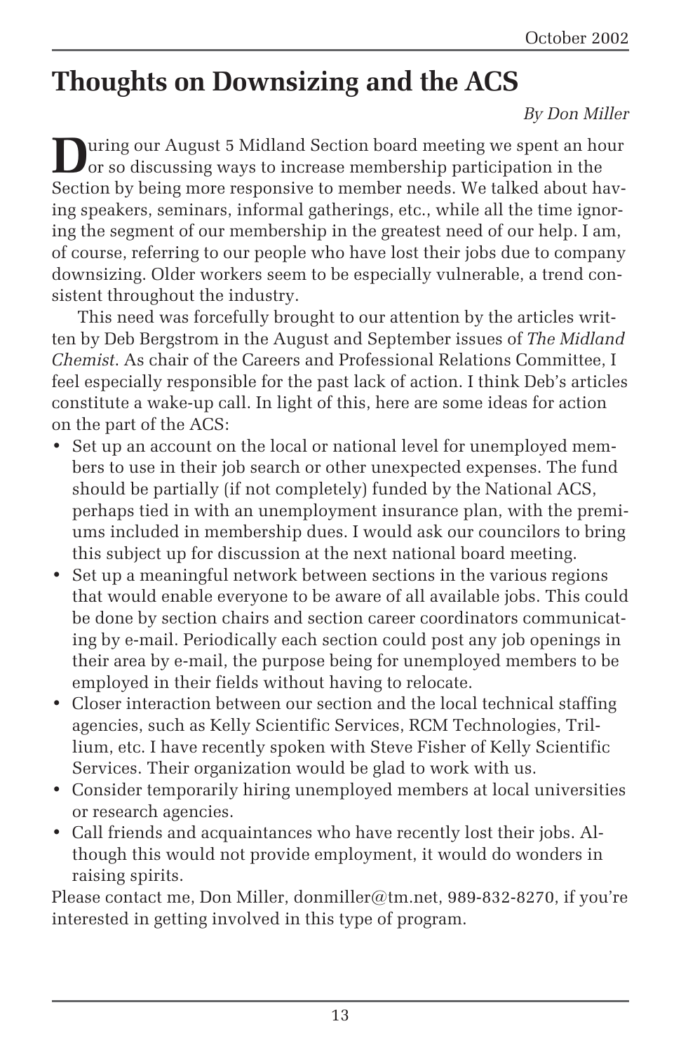# Thoughts on Downsizing and the ACS

*By Don Miller*

During our August 5 Midland Section board meeting we spent an hour or so discussing ways to increase membership participation in the Section by being more responsive to member needs. We talked about having speakers, seminars, informal gatherings, etc., while all the time ignoring the segment of our membership in the greatest need of our help. I am, of course, referring to our people who have lost their jobs due to company downsizing. Older workers seem to be especially vulnerable, a trend consistent throughout the industry.

This need was forcefully brought to our attention by the articles written by Deb Bergstrom in the August and September issues of *The Midland Chemist*. As chair of the Careers and Professional Relations Committee, I feel especially responsible for the past lack of action. I think Deb's articles constitute a wake-up call. In light of this, here are some ideas for action on the part of the ACS:

- Set up an account on the local or national level for unemployed members to use in their job search or other unexpected expenses. The fund should be partially (if not completely) funded by the National ACS, perhaps tied in with an unemployment insurance plan, with the premiums included in membership dues. I would ask our councilors to bring this subject up for discussion at the next national board meeting.
- Set up a meaningful network between sections in the various regions that would enable everyone to be aware of all available jobs. This could be done by section chairs and section career coordinators communicating by e-mail. Periodically each section could post any job openings in their area by e-mail, the purpose being for unemployed members to be employed in their fields without having to relocate.
- Closer interaction between our section and the local technical staffing agencies, such as Kelly Scientific Services, RCM Technologies, Trillium, etc. I have recently spoken with Steve Fisher of Kelly Scientific Services. Their organization would be glad to work with us.
- Consider temporarily hiring unemployed members at local universities or research agencies.
- Call friends and acquaintances who have recently lost their jobs. Although this would not provide employment, it would do wonders in raising spirits.

Please contact me, Don Miller, donmiller@tm.net, 989-832-8270, if you're interested in getting involved in this type of program.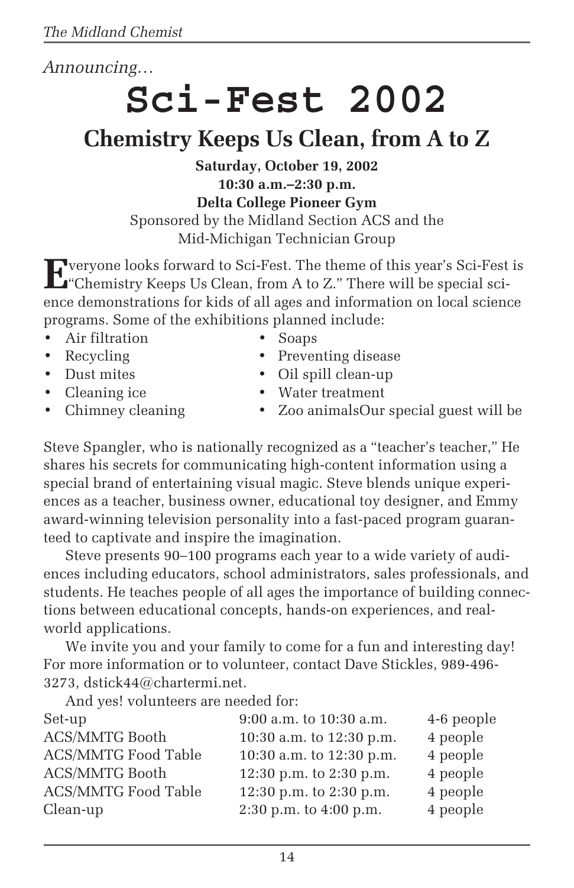*Announcing…*

# Sci-Fest 2002

## Chemistry Keeps Us Clean, from A to Z

**Saturday, October 19, 2002**
**10:30 a.m.–2:30 p.m.**
**Delta College Pioneer Gym**
Sponsored by the Midland Section ACS and the
Mid-Michigan Technician Group

Everyone looks forward to Sci-Fest. The theme of this year's Sci-Fest is "Chemistry Keeps Us Clean, from A to Z." There will be special science demonstrations for kids of all ages and information on local science programs. Some of the exhibitions planned include:

- Air filtration
- Recycling
- Dust mites
- Cleaning ice
- Chimney cleaning
- Soaps
- Preventing disease
- Oil spill clean-up
- Water treatment
- Zoo animals

Our special guest will be Steve Spangler, who is nationally recognized as a "teacher's teacher," He shares his secrets for communicating high-content information using a special brand of entertaining visual magic. Steve blends unique experiences as a teacher, business owner, educational toy designer, and Emmy award-winning television personality into a fast-paced program guaranteed to captivate and inspire the imagination.

Steve presents 90–100 programs each year to a wide variety of audiences including educators, school administrators, sales professionals, and students. He teaches people of all ages the importance of building connections between educational concepts, hands-on experiences, and real-world applications.

We invite you and your family to come for a fun and interesting day! For more information or to volunteer, contact Dave Stickles, 989-496-3273, dstick44@chartermi.net.

And yes! volunteers are needed for:

| | | |
|---|---|---|
| Set-up | 9:00 a.m. to 10:30 a.m. | 4-6 people |
| ACS/MMTG Booth | 10:30 a.m. to 12:30 p.m. | 4 people |
| ACS/MMTG Food Table | 10:30 a.m. to 12:30 p.m. | 4 people |
| ACS/MMTG Booth | 12:30 p.m. to 2:30 p.m. | 4 people |
| ACS/MMTG Food Table | 12:30 p.m. to 2:30 p.m. | 4 people |
| Clean-up | 2:30 p.m. to 4:00 p.m. | 4 people |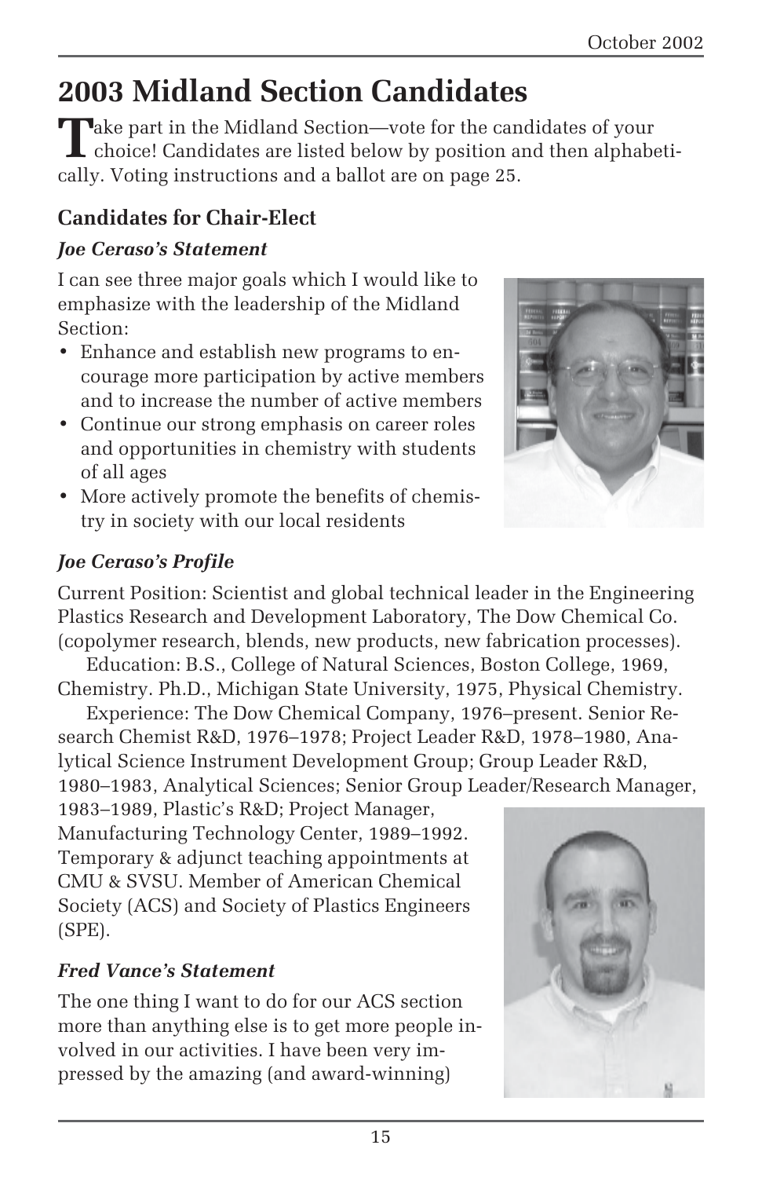# 2003 Midland Section Candidates

Take part in the Midland Section—vote for the candidates of your choice! Candidates are listed below by position and then alphabetically. Voting instructions and a ballot are on page 25.

### Candidates for Chair-Elect

#### *Joe Ceraso's Statement*

I can see three major goals which I would like to emphasize with the leadership of the Midland Section:

- Enhance and establish new programs to encourage more participation by active members and to increase the number of active members
- Continue our strong emphasis on career roles and opportunities in chemistry with students of all ages
- More actively promote the benefits of chemistry in society with our local residents

#### *Joe Ceraso's Profile*

Current Position: Scientist and global technical leader in the Engineering Plastics Research and Development Laboratory, The Dow Chemical Co. (copolymer research, blends, new products, new fabrication processes).

Education: B.S., College of Natural Sciences, Boston College, 1969, Chemistry. Ph.D., Michigan State University, 1975, Physical Chemistry.

Experience: The Dow Chemical Company, 1976–present. Senior Research Chemist R&D, 1976–1978; Project Leader R&D, 1978–1980, Analytical Science Instrument Development Group; Group Leader R&D, 1980–1983, Analytical Sciences; Senior Group Leader/Research Manager, 1983–1989, Plastic's R&D; Project Manager, Manufacturing Technology Center, 1989–1992. Temporary & adjunct teaching appointments at CMU & SVSU. Member of American Chemical Society (ACS) and Society of Plastics Engineers (SPE).

#### *Fred Vance's Statement*

The one thing I want to do for our ACS section more than anything else is to get more people involved in our activities. I have been very impressed by the amazing (and award-winning)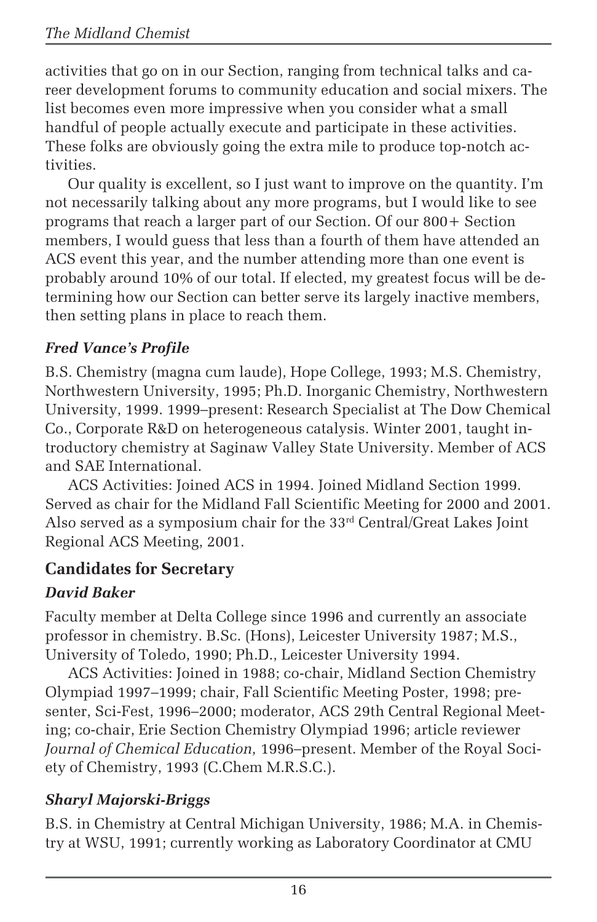activities that go on in our Section, ranging from technical talks and career development forums to community education and social mixers. The list becomes even more impressive when you consider what a small handful of people actually execute and participate in these activities. These folks are obviously going the extra mile to produce top-notch activities.

Our quality is excellent, so I just want to improve on the quantity. I'm not necessarily talking about any more programs, but I would like to see programs that reach a larger part of our Section. Of our 800+ Section members, I would guess that less than a fourth of them have attended an ACS event this year, and the number attending more than one event is probably around 10% of our total. If elected, my greatest focus will be determining how our Section can better serve its largely inactive members, then setting plans in place to reach them.

### *Fred Vance's Profile*

B.S. Chemistry (magna cum laude), Hope College, 1993; M.S. Chemistry, Northwestern University, 1995; Ph.D. Inorganic Chemistry, Northwestern University, 1999. 1999–present: Research Specialist at The Dow Chemical Co., Corporate R&D on heterogeneous catalysis. Winter 2001, taught introductory chemistry at Saginaw Valley State University. Member of ACS and SAE International.

ACS Activities: Joined ACS in 1994. Joined Midland Section 1999. Served as chair for the Midland Fall Scientific Meeting for 2000 and 2001. Also served as a symposium chair for the 33rd Central/Great Lakes Joint Regional ACS Meeting, 2001.

## Candidates for Secretary

### *David Baker*

Faculty member at Delta College since 1996 and currently an associate professor in chemistry. B.Sc. (Hons), Leicester University 1987; M.S., University of Toledo, 1990; Ph.D., Leicester University 1994.

ACS Activities: Joined in 1988; co-chair, Midland Section Chemistry Olympiad 1997–1999; chair, Fall Scientific Meeting Poster, 1998; presenter, Sci-Fest, 1996–2000; moderator, ACS 29th Central Regional Meeting; co-chair, Erie Section Chemistry Olympiad 1996; article reviewer *Journal of Chemical Education,* 1996–present. Member of the Royal Society of Chemistry, 1993 (C.Chem M.R.S.C.).

### *Sharyl Majorski-Briggs*

B.S. in Chemistry at Central Michigan University, 1986; M.A. in Chemistry at WSU, 1991; currently working as Laboratory Coordinator at CMU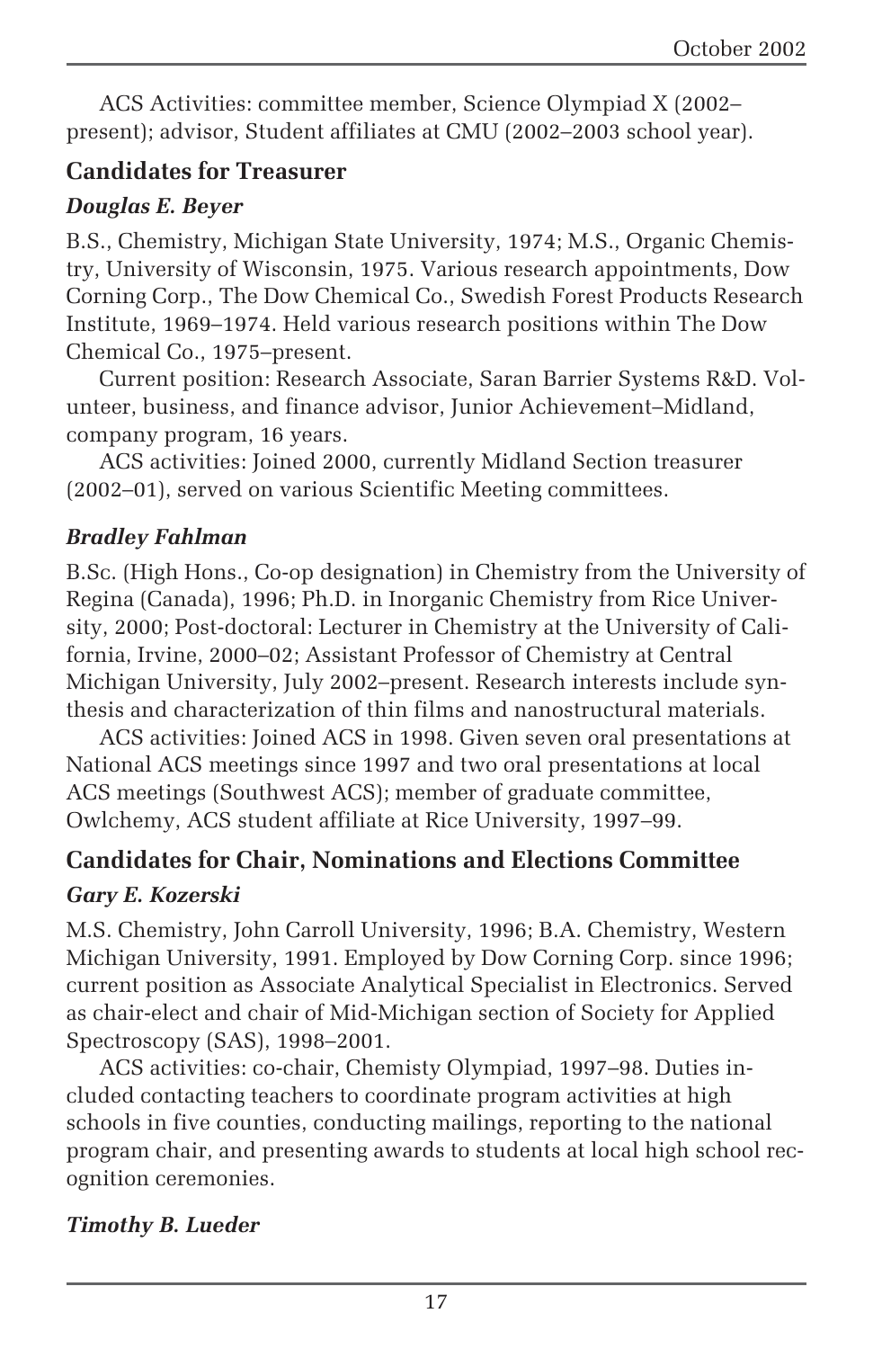ACS Activities: committee member, Science Olympiad X (2002–present); advisor, Student affiliates at CMU (2002–2003 school year).

## Candidates for Treasurer

### *Douglas E. Beyer*

B.S., Chemistry, Michigan State University, 1974; M.S., Organic Chemistry, University of Wisconsin, 1975. Various research appointments, Dow Corning Corp., The Dow Chemical Co., Swedish Forest Products Research Institute, 1969–1974. Held various research positions within The Dow Chemical Co., 1975–present.

Current position: Research Associate, Saran Barrier Systems R&D. Volunteer, business, and finance advisor, Junior Achievement–Midland, company program, 16 years.

ACS activities: Joined 2000, currently Midland Section treasurer (2002–01), served on various Scientific Meeting committees.

### *Bradley Fahlman*

B.Sc. (High Hons., Co-op designation) in Chemistry from the University of Regina (Canada), 1996; Ph.D. in Inorganic Chemistry from Rice University, 2000; Post-doctoral: Lecturer in Chemistry at the University of California, Irvine, 2000–02; Assistant Professor of Chemistry at Central Michigan University, July 2002–present. Research interests include synthesis and characterization of thin films and nanostructural materials.

ACS activities: Joined ACS in 1998. Given seven oral presentations at National ACS meetings since 1997 and two oral presentations at local ACS meetings (Southwest ACS); member of graduate committee, Owlchemy, ACS student affiliate at Rice University, 1997–99.

## Candidates for Chair, Nominations and Elections Committee

### *Gary E. Kozerski*

M.S. Chemistry, John Carroll University, 1996; B.A. Chemistry, Western Michigan University, 1991. Employed by Dow Corning Corp. since 1996; current position as Associate Analytical Specialist in Electronics. Served as chair-elect and chair of Mid-Michigan section of Society for Applied Spectroscopy (SAS), 1998–2001.

ACS activities: co-chair, Chemisty Olympiad, 1997–98. Duties included contacting teachers to coordinate program activities at high schools in five counties, conducting mailings, reporting to the national program chair, and presenting awards to students at local high school recognition ceremonies.

### *Timothy B. Lueder*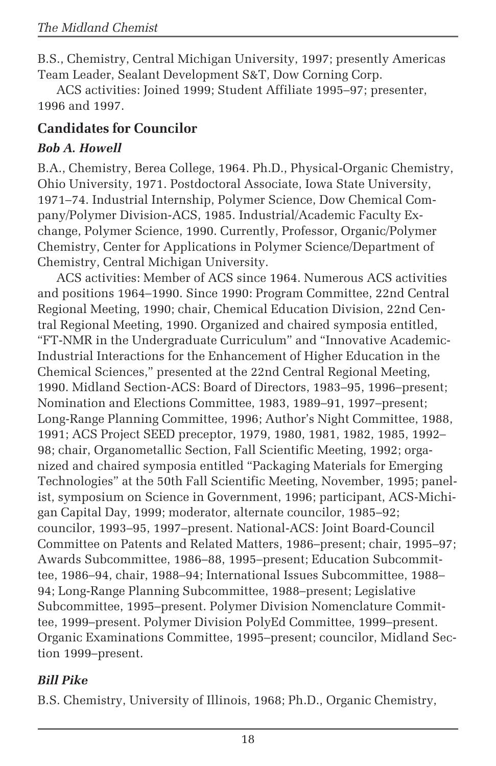B.S., Chemistry, Central Michigan University, 1997; presently Americas Team Leader, Sealant Development S&T, Dow Corning Corp.

ACS activities: Joined 1999; Student Affiliate 1995–97; presenter, 1996 and 1997.

## Candidates for Councilor

### *Bob A. Howell*

B.A., Chemistry, Berea College, 1964. Ph.D., Physical-Organic Chemistry, Ohio University, 1971. Postdoctoral Associate, Iowa State University, 1971–74. Industrial Internship, Polymer Science, Dow Chemical Company/Polymer Division-ACS, 1985. Industrial/Academic Faculty Exchange, Polymer Science, 1990. Currently, Professor, Organic/Polymer Chemistry, Center for Applications in Polymer Science/Department of Chemistry, Central Michigan University.

ACS activities: Member of ACS since 1964. Numerous ACS activities and positions 1964–1990. Since 1990: Program Committee, 22nd Central Regional Meeting, 1990; chair, Chemical Education Division, 22nd Central Regional Meeting, 1990. Organized and chaired symposia entitled, "FT-NMR in the Undergraduate Curriculum" and "Innovative Academic-Industrial Interactions for the Enhancement of Higher Education in the Chemical Sciences," presented at the 22nd Central Regional Meeting, 1990. Midland Section-ACS: Board of Directors, 1983–95, 1996–present; Nomination and Elections Committee, 1983, 1989–91, 1997–present; Long-Range Planning Committee, 1996; Author's Night Committee, 1988, 1991; ACS Project SEED preceptor, 1979, 1980, 1981, 1982, 1985, 1992–98; chair, Organometallic Section, Fall Scientific Meeting, 1992; organized and chaired symposia entitled "Packaging Materials for Emerging Technologies" at the 50th Fall Scientific Meeting, November, 1995; panelist, symposium on Science in Government, 1996; participant, ACS-Michigan Capital Day, 1999; moderator, alternate councilor, 1985–92; councilor, 1993–95, 1997–present. National-ACS: Joint Board-Council Committee on Patents and Related Matters, 1986–present; chair, 1995–97; Awards Subcommittee, 1986–88, 1995–present; Education Subcommittee, 1986–94, chair, 1988–94; International Issues Subcommittee, 1988–94; Long-Range Planning Subcommittee, 1988–present; Legislative Subcommittee, 1995–present. Polymer Division Nomenclature Committee, 1999–present. Polymer Division PolyEd Committee, 1999–present. Organic Examinations Committee, 1995–present; councilor, Midland Section 1999–present.

### *Bill Pike*

B.S. Chemistry, University of Illinois, 1968; Ph.D., Organic Chemistry,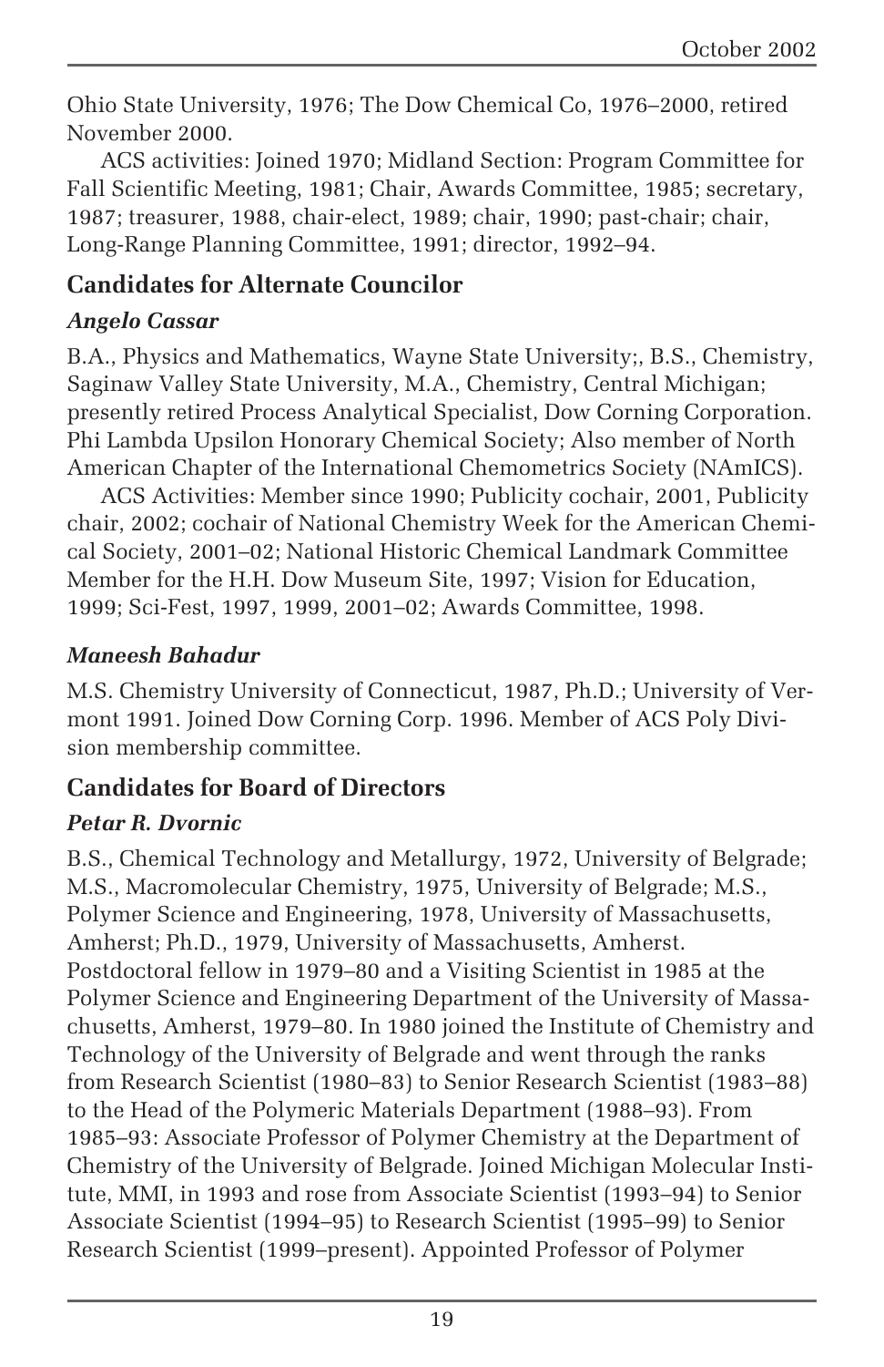Ohio State University, 1976; The Dow Chemical Co, 1976–2000, retired November 2000.

ACS activities: Joined 1970; Midland Section: Program Committee for Fall Scientific Meeting, 1981; Chair, Awards Committee, 1985; secretary, 1987; treasurer, 1988, chair-elect, 1989; chair, 1990; past-chair; chair, Long-Range Planning Committee, 1991; director, 1992–94.

## Candidates for Alternate Councilor

### *Angelo Cassar*

B.A., Physics and Mathematics, Wayne State University;, B.S., Chemistry, Saginaw Valley State University, M.A., Chemistry, Central Michigan; presently retired Process Analytical Specialist, Dow Corning Corporation. Phi Lambda Upsilon Honorary Chemical Society; Also member of North American Chapter of the International Chemometrics Society (NAmICS).

ACS Activities: Member since 1990; Publicity cochair, 2001, Publicity chair, 2002; cochair of National Chemistry Week for the American Chemical Society, 2001–02; National Historic Chemical Landmark Committee Member for the H.H. Dow Museum Site, 1997; Vision for Education, 1999; Sci-Fest, 1997, 1999, 2001–02; Awards Committee, 1998.

### *Maneesh Bahadur*

M.S. Chemistry University of Connecticut, 1987, Ph.D.; University of Vermont 1991. Joined Dow Corning Corp. 1996. Member of ACS Poly Division membership committee.

## Candidates for Board of Directors

### *Petar R. Dvornic*

B.S., Chemical Technology and Metallurgy, 1972, University of Belgrade; M.S., Macromolecular Chemistry, 1975, University of Belgrade; M.S., Polymer Science and Engineering, 1978, University of Massachusetts, Amherst; Ph.D., 1979, University of Massachusetts, Amherst. Postdoctoral fellow in 1979–80 and a Visiting Scientist in 1985 at the Polymer Science and Engineering Department of the University of Massachusetts, Amherst, 1979–80. In 1980 joined the Institute of Chemistry and Technology of the University of Belgrade and went through the ranks from Research Scientist (1980–83) to Senior Research Scientist (1983–88) to the Head of the Polymeric Materials Department (1988–93). From 1985–93: Associate Professor of Polymer Chemistry at the Department of Chemistry of the University of Belgrade. Joined Michigan Molecular Institute, MMI, in 1993 and rose from Associate Scientist (1993–94) to Senior Associate Scientist (1994–95) to Research Scientist (1995–99) to Senior Research Scientist (1999–present). Appointed Professor of Polymer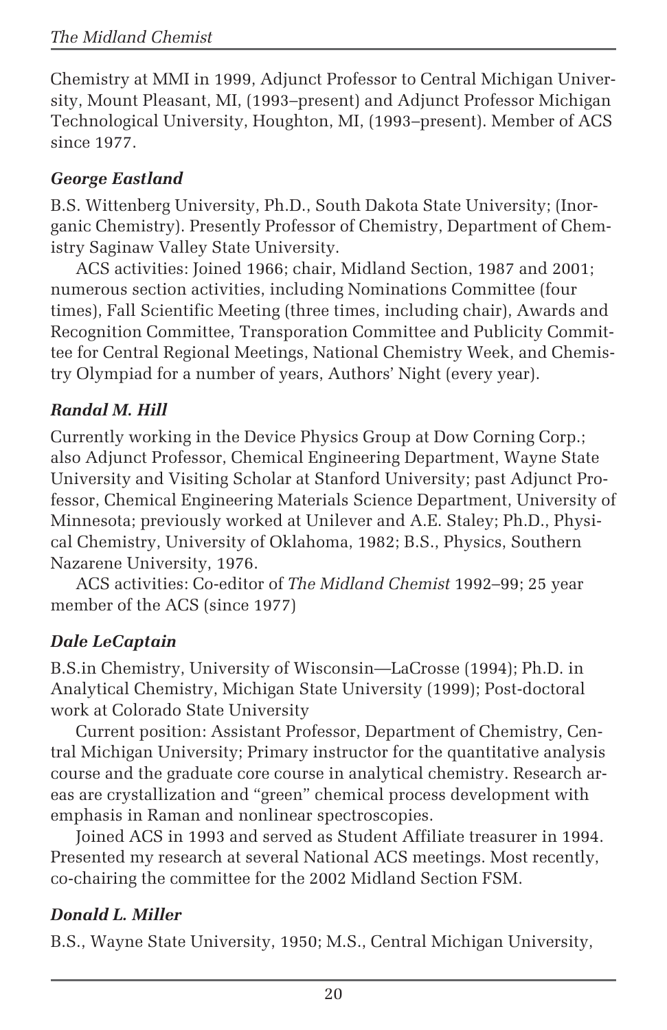Chemistry at MMI in 1999, Adjunct Professor to Central Michigan University, Mount Pleasant, MI, (1993–present) and Adjunct Professor Michigan Technological University, Houghton, MI, (1993–present). Member of ACS since 1977.

### *George Eastland*

B.S. Wittenberg University, Ph.D., South Dakota State University; (Inorganic Chemistry). Presently Professor of Chemistry, Department of Chemistry Saginaw Valley State University.

ACS activities: Joined 1966; chair, Midland Section, 1987 and 2001; numerous section activities, including Nominations Committee (four times), Fall Scientific Meeting (three times, including chair), Awards and Recognition Committee, Transporation Committee and Publicity Committee for Central Regional Meetings, National Chemistry Week, and Chemistry Olympiad for a number of years, Authors' Night (every year).

### *Randal M. Hill*

Currently working in the Device Physics Group at Dow Corning Corp.; also Adjunct Professor, Chemical Engineering Department, Wayne State University and Visiting Scholar at Stanford University; past Adjunct Professor, Chemical Engineering Materials Science Department, University of Minnesota; previously worked at Unilever and A.E. Staley; Ph.D., Physical Chemistry, University of Oklahoma, 1982; B.S., Physics, Southern Nazarene University, 1976.

ACS activities: Co-editor of *The Midland Chemist* 1992–99; 25 year member of the ACS (since 1977)

### *Dale LeCaptain*

B.S.in Chemistry, University of Wisconsin—LaCrosse (1994); Ph.D. in Analytical Chemistry, Michigan State University (1999); Post-doctoral work at Colorado State University

Current position: Assistant Professor, Department of Chemistry, Central Michigan University; Primary instructor for the quantitative analysis course and the graduate core course in analytical chemistry. Research areas are crystallization and "green" chemical process development with emphasis in Raman and nonlinear spectroscopies.

Joined ACS in 1993 and served as Student Affiliate treasurer in 1994. Presented my research at several National ACS meetings. Most recently, co-chairing the committee for the 2002 Midland Section FSM.

### *Donald L. Miller*

B.S., Wayne State University, 1950; M.S., Central Michigan University,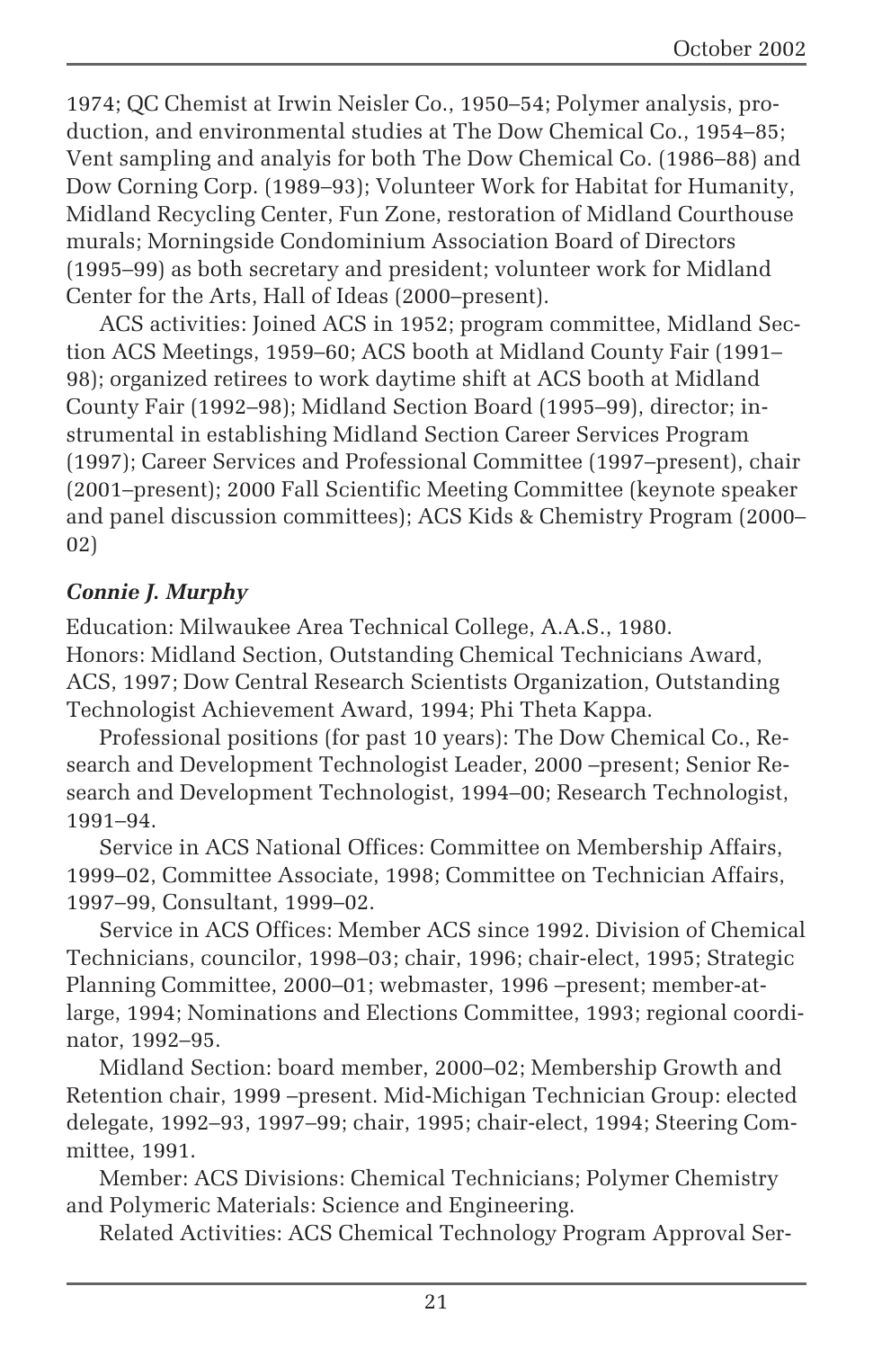1974; QC Chemist at Irwin Neisler Co., 1950–54; Polymer analysis, production, and environmental studies at The Dow Chemical Co., 1954–85; Vent sampling and analyis for both The Dow Chemical Co. (1986–88) and Dow Corning Corp. (1989–93); Volunteer Work for Habitat for Humanity, Midland Recycling Center, Fun Zone, restoration of Midland Courthouse murals; Morningside Condominium Association Board of Directors (1995–99) as both secretary and president; volunteer work for Midland Center for the Arts, Hall of Ideas (2000–present).

ACS activities: Joined ACS in 1952; program committee, Midland Section ACS Meetings, 1959–60; ACS booth at Midland County Fair (1991–98); organized retirees to work daytime shift at ACS booth at Midland County Fair (1992–98); Midland Section Board (1995–99), director; instrumental in establishing Midland Section Career Services Program (1997); Career Services and Professional Committee (1997–present), chair (2001–present); 2000 Fall Scientific Meeting Committee (keynote speaker and panel discussion committees); ACS Kids & Chemistry Program (2000–02)

### *Connie J. Murphy*

Education: Milwaukee Area Technical College, A.A.S., 1980.
Honors: Midland Section, Outstanding Chemical Technicians Award, ACS, 1997; Dow Central Research Scientists Organization, Outstanding Technologist Achievement Award, 1994; Phi Theta Kappa.

Professional positions (for past 10 years): The Dow Chemical Co., Research and Development Technologist Leader, 2000 –present; Senior Research and Development Technologist, 1994–00; Research Technologist, 1991–94.

Service in ACS National Offices: Committee on Membership Affairs, 1999–02, Committee Associate, 1998; Committee on Technician Affairs, 1997–99, Consultant, 1999–02.

Service in ACS Offices: Member ACS since 1992. Division of Chemical Technicians, councilor, 1998–03; chair, 1996; chair-elect, 1995; Strategic Planning Committee, 2000–01; webmaster, 1996 –present; member-at-large, 1994; Nominations and Elections Committee, 1993; regional coordinator, 1992–95.

Midland Section: board member, 2000–02; Membership Growth and Retention chair, 1999 –present. Mid-Michigan Technician Group: elected delegate, 1992–93, 1997–99; chair, 1995; chair-elect, 1994; Steering Committee, 1991.

Member: ACS Divisions: Chemical Technicians; Polymer Chemistry and Polymeric Materials: Science and Engineering.

Related Activities: ACS Chemical Technology Program Approval Ser-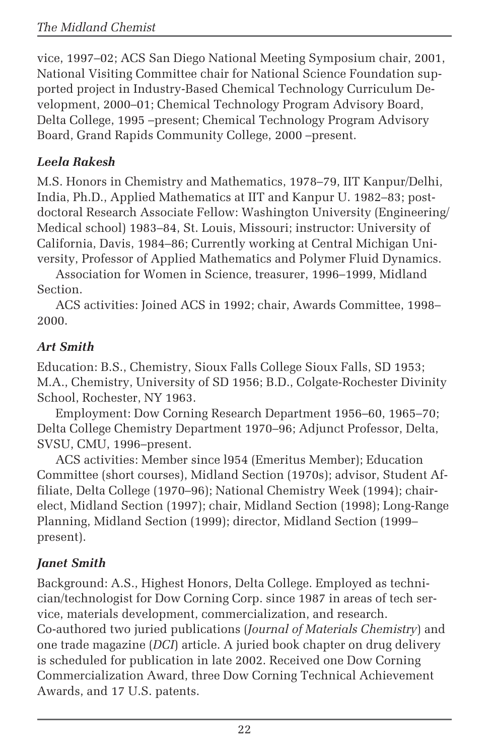vice, 1997–02; ACS San Diego National Meeting Symposium chair, 2001, National Visiting Committee chair for National Science Foundation supported project in Industry-Based Chemical Technology Curriculum Development, 2000–01; Chemical Technology Program Advisory Board, Delta College, 1995 –present; Chemical Technology Program Advisory Board, Grand Rapids Community College, 2000 –present.

### *Leela Rakesh*

M.S. Honors in Chemistry and Mathematics, 1978–79, IIT Kanpur/Delhi, India, Ph.D., Applied Mathematics at IIT and Kanpur U. 1982–83; postdoctoral Research Associate Fellow: Washington University (Engineering/ Medical school) 1983–84, St. Louis, Missouri; instructor: University of California, Davis, 1984–86; Currently working at Central Michigan University, Professor of Applied Mathematics and Polymer Fluid Dynamics.

Association for Women in Science, treasurer, 1996–1999, Midland Section.

ACS activities: Joined ACS in 1992; chair, Awards Committee, 1998–2000.

### *Art Smith*

Education: B.S., Chemistry, Sioux Falls College Sioux Falls, SD 1953; M.A., Chemistry, University of SD 1956; B.D., Colgate-Rochester Divinity School, Rochester, NY 1963.

Employment: Dow Corning Research Department 1956–60, 1965–70; Delta College Chemistry Department 1970–96; Adjunct Professor, Delta, SVSU, CMU, 1996–present.

ACS activities: Member since l954 (Emeritus Member); Education Committee (short courses), Midland Section (1970s); advisor, Student Affiliate, Delta College (1970–96); National Chemistry Week (1994); chair-elect, Midland Section (1997); chair, Midland Section (1998); Long-Range Planning, Midland Section (1999); director, Midland Section (1999–present).

### *Janet Smith*

Background: A.S., Highest Honors, Delta College. Employed as technician/technologist for Dow Corning Corp. since 1987 in areas of tech service, materials development, commercialization, and research. Co-authored two juried publications (*Journal of Materials Chemistry*) and one trade magazine (*DCI*) article. A juried book chapter on drug delivery is scheduled for publication in late 2002. Received one Dow Corning Commercialization Award, three Dow Corning Technical Achievement Awards, and 17 U.S. patents.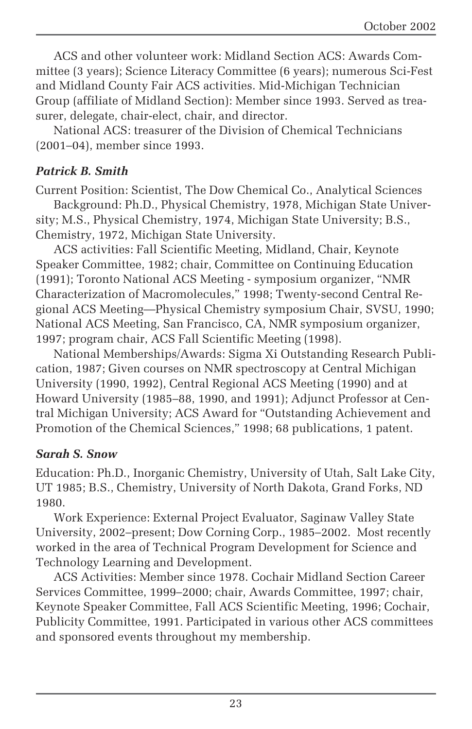ACS and other volunteer work: Midland Section ACS: Awards Committee (3 years); Science Literacy Committee (6 years); numerous Sci-Fest and Midland County Fair ACS activities. Mid-Michigan Technician Group (affiliate of Midland Section): Member since 1993. Served as treasurer, delegate, chair-elect, chair, and director.

National ACS: treasurer of the Division of Chemical Technicians (2001–04), member since 1993.

### *Patrick B. Smith*

Current Position: Scientist, The Dow Chemical Co., Analytical Sciences

Background: Ph.D., Physical Chemistry, 1978, Michigan State University; M.S., Physical Chemistry, 1974, Michigan State University; B.S., Chemistry, 1972, Michigan State University.

ACS activities: Fall Scientific Meeting, Midland, Chair, Keynote Speaker Committee, 1982; chair, Committee on Continuing Education (1991); Toronto National ACS Meeting - symposium organizer, "NMR Characterization of Macromolecules," 1998; Twenty-second Central Regional ACS Meeting—Physical Chemistry symposium Chair, SVSU, 1990; National ACS Meeting, San Francisco, CA, NMR symposium organizer, 1997; program chair, ACS Fall Scientific Meeting (1998).

National Memberships/Awards: Sigma Xi Outstanding Research Publication, 1987; Given courses on NMR spectroscopy at Central Michigan University (1990, 1992), Central Regional ACS Meeting (1990) and at Howard University (1985–88, 1990, and 1991); Adjunct Professor at Central Michigan University; ACS Award for "Outstanding Achievement and Promotion of the Chemical Sciences," 1998; 68 publications, 1 patent.

### *Sarah S. Snow*

Education: Ph.D., Inorganic Chemistry, University of Utah, Salt Lake City, UT 1985; B.S., Chemistry, University of North Dakota, Grand Forks, ND 1980.

Work Experience: External Project Evaluator, Saginaw Valley State University, 2002–present; Dow Corning Corp., 1985–2002. Most recently worked in the area of Technical Program Development for Science and Technology Learning and Development.

ACS Activities: Member since 1978. Cochair Midland Section Career Services Committee, 1999–2000; chair, Awards Committee, 1997; chair, Keynote Speaker Committee, Fall ACS Scientific Meeting, 1996; Cochair, Publicity Committee, 1991. Participated in various other ACS committees and sponsored events throughout my membership.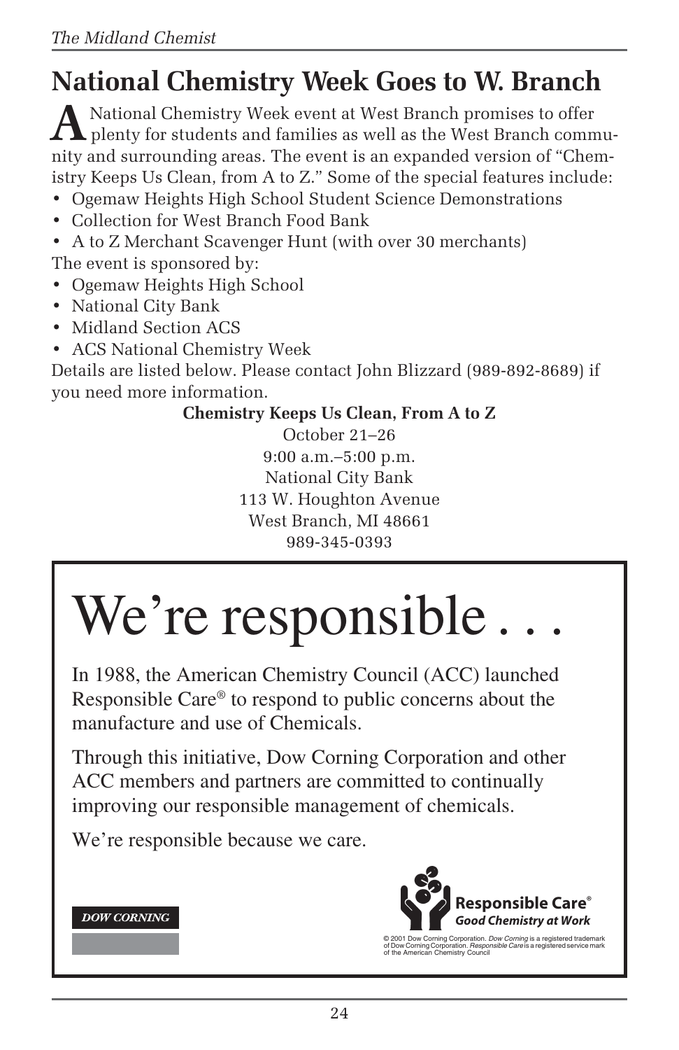## National Chemistry Week Goes to W. Branch

A National Chemistry Week event at West Branch promises to offer plenty for students and families as well as the West Branch community and surrounding areas. The event is an expanded version of "Chemistry Keeps Us Clean, from A to Z." Some of the special features include:

- Ogemaw Heights High School Student Science Demonstrations
- Collection for West Branch Food Bank
- A to Z Merchant Scavenger Hunt (with over 30 merchants)

The event is sponsored by:

- Ogemaw Heights High School
- National City Bank
- Midland Section ACS
- ACS National Chemistry Week

Details are listed below. Please contact John Blizzard (989-892-8689) if you need more information.

**Chemistry Keeps Us Clean, From A to Z**
October 21–26
9:00 a.m.–5:00 p.m.
National City Bank
113 W. Houghton Avenue
West Branch, MI 48661
989-345-0393

# We're responsible . . .

In 1988, the American Chemistry Council (ACC) launched Responsible Care® to respond to public concerns about the manufacture and use of Chemicals.

Through this initiative, Dow Corning Corporation and other ACC members and partners are committed to continually improving our responsible management of chemicals.

We're responsible because we care.

DOW CORNING

**Responsible Care®**
***Good Chemistry at Work***

© 2001 Dow Corning Corporation. *Dow Corning* is a registered trademark of Dow Corning Corporation. *Responsible Care* is a registered service mark of the American Chemistry Council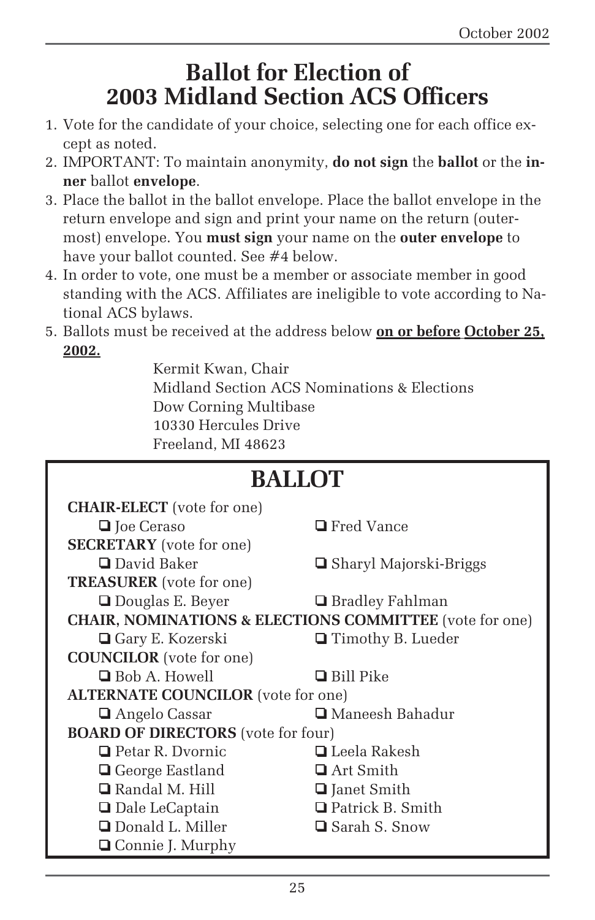// Ballot for Election of 2003 Midland Section ACS Officers

# Ballot for Election of 2003 Midland Section ACS Officers

1. Vote for the candidate of your choice, selecting one for each office except as noted.
2. IMPORTANT: To maintain anonymity, **do not sign** the **ballot** or the **inner** ballot **envelope**.
3. Place the ballot in the ballot envelope. Place the ballot envelope in the return envelope and sign and print your name on the return (outermost) envelope. You **must sign** your name on the **outer envelope** to have your ballot counted. See #4 below.
4. In order to vote, one must be a member or associate member in good standing with the ACS. Affiliates are ineligible to vote according to National ACS bylaws.
5. Ballots must be received at the address below **<u>on or before</u> <u>October 25, 2002.</u>**

Kermit Kwan, Chair
Midland Section ACS Nominations & Elections
Dow Corning Multibase
10330 Hercules Drive
Freeland, MI 48623

## BALLOT

**CHAIR-ELECT** (vote for one)

- ❑ Joe Ceraso
- ❑ Fred Vance

**SECRETARY** (vote for one)

- ❑ David Baker
- ❑ Sharyl Majorski-Briggs

**TREASURER** (vote for one)

- ❑ Douglas E. Beyer
- ❑ Bradley Fahlman

**CHAIR, NOMINATIONS & ELECTIONS COMMITTEE** (vote for one)

- ❑ Gary E. Kozerski
- ❑ Timothy B. Lueder

**COUNCILOR** (vote for one)

- ❑ Bob A. Howell
- ❑ Bill Pike

**ALTERNATE COUNCILOR** (vote for one)

- ❑ Angelo Cassar
- ❑ Maneesh Bahadur

**BOARD OF DIRECTORS** (vote for four)

- ❑ Petar R. Dvornic
- ❑ George Eastland
- ❑ Randal M. Hill
- ❑ Dale LeCaptain
- ❑ Donald L. Miller
- ❑ Connie J. Murphy
- ❑ Leela Rakesh
- ❑ Art Smith
- ❑ Janet Smith
- ❑ Patrick B. Smith
- ❑ Sarah S. Snow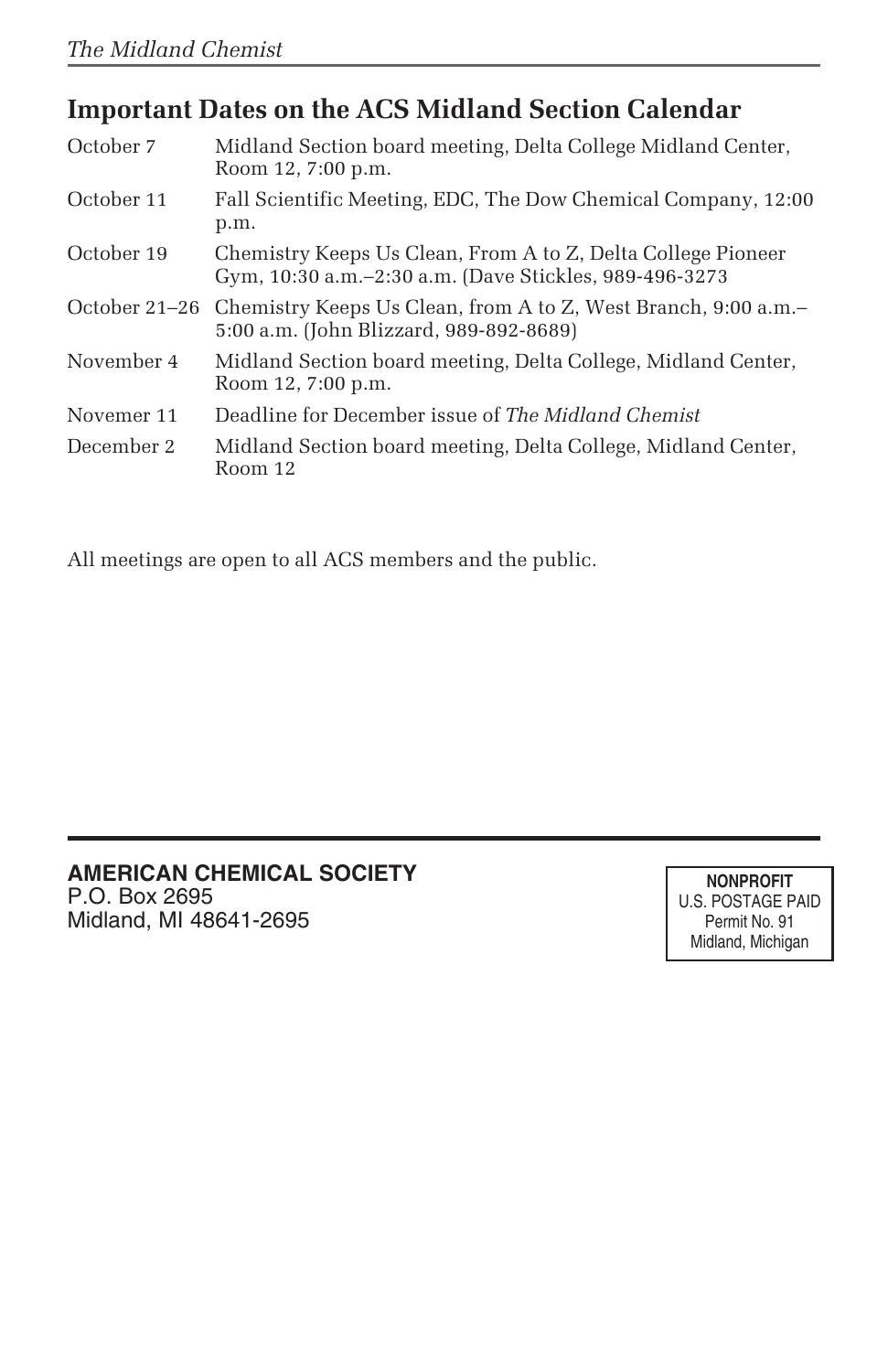## Important Dates on the ACS Midland Section Calendar

| | |
|---|---|
| October 7 | Midland Section board meeting, Delta College Midland Center, Room 12, 7:00 p.m. |
| October 11 | Fall Scientific Meeting, EDC, The Dow Chemical Company, 12:00 p.m. |
| October 19 | Chemistry Keeps Us Clean, From A to Z, Delta College Pioneer Gym, 10:30 a.m.–2:30 a.m. (Dave Stickles, 989-496-3273 |
| October 21–26 | Chemistry Keeps Us Clean, from A to Z, West Branch, 9:00 a.m.–5:00 a.m. (John Blizzard, 989-892-8689) |
| November 4 | Midland Section board meeting, Delta College, Midland Center, Room 12, 7:00 p.m. |
| Novemer 11 | Deadline for December issue of *The Midland Chemist* |
| December 2 | Midland Section board meeting, Delta College, Midland Center, Room 12 |

All meetings are open to all ACS members and the public.

**AMERICAN CHEMICAL SOCIETY**
P.O. Box 2695
Midland, MI 48641-2695

**NONPROFIT**
U.S. POSTAGE PAID
Permit No. 91
Midland, Michigan